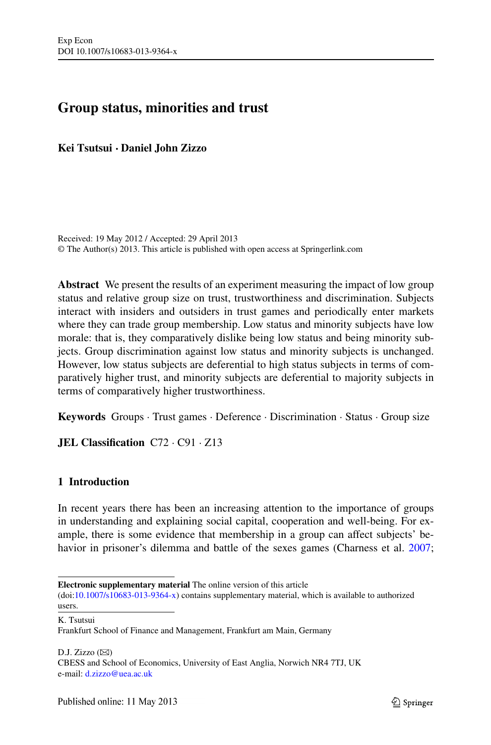# Group status, minorities and trust

**Kei Tsutsui · Daniel John Zizzo**

Received: 19 May 2012 / Accepted: 29 April 2013
© The Author(s) 2013. This article is published with open access at Springerlink.com

**Abstract** We present the results of an experiment measuring the impact of low group status and relative group size on trust, trustworthiness and discrimination. Subjects interact with insiders and outsiders in trust games and periodically enter markets where they can trade group membership. Low status and minority subjects have low morale: that is, they comparatively dislike being low status and being minority subjects. Group discrimination against low status and minority subjects is unchanged. However, low status subjects are deferential to high status subjects in terms of comparatively higher trust, and minority subjects are deferential to majority subjects in terms of comparatively higher trustworthiness.

**Keywords** Groups · Trust games · Deference · Discrimination · Status · Group size

**JEL Classification** C72 · C91 · Z13

## 1 Introduction

In recent years there has been an increasing attention to the importance of groups in understanding and explaining social capital, cooperation and well-being. For example, there is some evidence that membership in a group can affect subjects' behavior in prisoner's dilemma and battle of the sexes games (Charness et al. 2007;

---

**Electronic supplementary material** The online version of this article (doi:10.1007/s10683-013-9364-x) contains supplementary material, which is available to authorized users.

K. Tsutsui
Frankfurt School of Finance and Management, Frankfurt am Main, Germany

D.J. Zizzo (✉)
CBESS and School of Economics, University of East Anglia, Norwich NR4 7TJ, UK
e-mail: d.zizzo@uea.ac.uk

Published online: 11 May 2013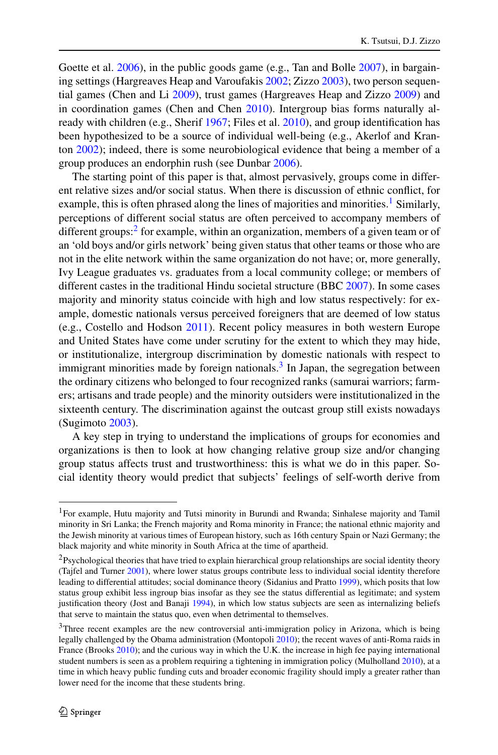Goette et al. 2006), in the public goods game (e.g., Tan and Bolle 2007), in bargaining settings (Hargreaves Heap and Varoufakis 2002; Zizzo 2003), two person sequential games (Chen and Li 2009), trust games (Hargreaves Heap and Zizzo 2009) and in coordination games (Chen and Chen 2010). Intergroup bias forms naturally already with children (e.g., Sherif 1967; Files et al. 2010), and group identification has been hypothesized to be a source of individual well-being (e.g., Akerlof and Kranton 2002); indeed, there is some neurobiological evidence that being a member of a group produces an endorphin rush (see Dunbar 2006).

The starting point of this paper is that, almost pervasively, groups come in different relative sizes and/or social status. When there is discussion of ethnic conflict, for example, this is often phrased along the lines of majorities and minorities.[1] Similarly, perceptions of different social status are often perceived to accompany members of different groups:[2] for example, within an organization, members of a given team or of an 'old boys and/or girls network' being given status that other teams or those who are not in the elite network within the same organization do not have; or, more generally, Ivy League graduates vs. graduates from a local community college; or members of different castes in the traditional Hindu societal structure (BBC 2007). In some cases majority and minority status coincide with high and low status respectively: for example, domestic nationals versus perceived foreigners that are deemed of low status (e.g., Costello and Hodson 2011). Recent policy measures in both western Europe and United States have come under scrutiny for the extent to which they may hide, or institutionalize, intergroup discrimination by domestic nationals with respect to immigrant minorities made by foreign nationals.[3] In Japan, the segregation between the ordinary citizens who belonged to four recognized ranks (samurai warriors; farmers; artisans and trade people) and the minority outsiders were institutionalized in the sixteenth century. The discrimination against the outcast group still exists nowadays (Sugimoto 2003).

A key step in trying to understand the implications of groups for economies and organizations is then to look at how changing relative group size and/or changing group status affects trust and trustworthiness: this is what we do in this paper. Social identity theory would predict that subjects' feelings of self-worth derive from

---

[1] For example, Hutu majority and Tutsi minority in Burundi and Rwanda; Sinhalese majority and Tamil minority in Sri Lanka; the French majority and Roma minority in France; the national ethnic majority and the Jewish minority at various times of European history, such as 16th century Spain or Nazi Germany; the black majority and white minority in South Africa at the time of apartheid.

[2] Psychological theories that have tried to explain hierarchical group relationships are social identity theory (Tajfel and Turner 2001), where lower status groups contribute less to individual social identity therefore leading to differential attitudes; social dominance theory (Sidanius and Pratto 1999), which posits that low status group exhibit less ingroup bias insofar as they see the status differential as legitimate; and system justification theory (Jost and Banaji 1994), in which low status subjects are seen as internalizing beliefs that serve to maintain the status quo, even when detrimental to themselves.

[3] Three recent examples are the new controversial anti-immigration policy in Arizona, which is being legally challenged by the Obama administration (Montopoli 2010); the recent waves of anti-Roma raids in France (Brooks 2010); and the curious way in which the U.K. the increase in high fee paying international student numbers is seen as a problem requiring a tightening in immigration policy (Mulholland 2010), at a time in which heavy public funding cuts and broader economic fragility should imply a greater rather than lower need for the income that these students bring.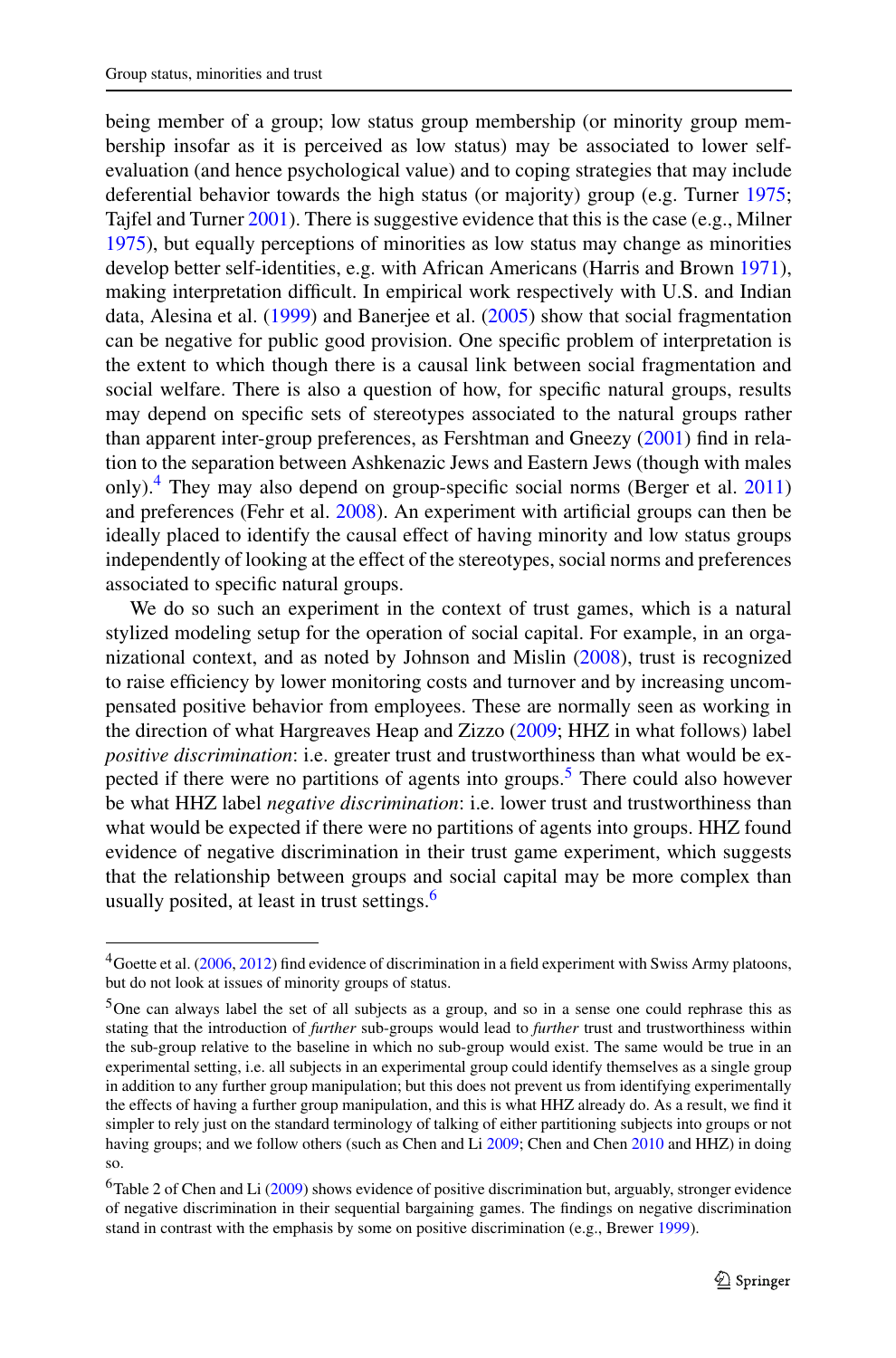being member of a group; low status group membership (or minority group membership insofar as it is perceived as low status) may be associated to lower self-evaluation (and hence psychological value) and to coping strategies that may include deferential behavior towards the high status (or majority) group (e.g. Turner 1975; Tajfel and Turner 2001). There is suggestive evidence that this is the case (e.g., Milner 1975), but equally perceptions of minorities as low status may change as minorities develop better self-identities, e.g. with African Americans (Harris and Brown 1971), making interpretation difficult. In empirical work respectively with U.S. and Indian data, Alesina et al. (1999) and Banerjee et al. (2005) show that social fragmentation can be negative for public good provision. One specific problem of interpretation is the extent to which though there is a causal link between social fragmentation and social welfare. There is also a question of how, for specific natural groups, results may depend on specific sets of stereotypes associated to the natural groups rather than apparent inter-group preferences, as Fershtman and Gneezy (2001) find in relation to the separation between Ashkenazic Jews and Eastern Jews (though with males only).[4] They may also depend on group-specific social norms (Berger et al. 2011) and preferences (Fehr et al. 2008). An experiment with artificial groups can then be ideally placed to identify the causal effect of having minority and low status groups independently of looking at the effect of the stereotypes, social norms and preferences associated to specific natural groups.

We do so such an experiment in the context of trust games, which is a natural stylized modeling setup for the operation of social capital. For example, in an organizational context, and as noted by Johnson and Mislin (2008), trust is recognized to raise efficiency by lower monitoring costs and turnover and by increasing uncompensated positive behavior from employees. These are normally seen as working in the direction of what Hargreaves Heap and Zizzo (2009; HHZ in what follows) label *positive discrimination*: i.e. greater trust and trustworthiness than what would be expected if there were no partitions of agents into groups.[5] There could also however be what HHZ label *negative discrimination*: i.e. lower trust and trustworthiness than what would be expected if there were no partitions of agents into groups. HHZ found evidence of negative discrimination in their trust game experiment, which suggests that the relationship between groups and social capital may be more complex than usually posited, at least in trust settings.[6]

---

[4] Goette et al. (2006, 2012) find evidence of discrimination in a field experiment with Swiss Army platoons, but do not look at issues of minority groups of status.

[5] One can always label the set of all subjects as a group, and so in a sense one could rephrase this as stating that the introduction of *further* sub-groups would lead to *further* trust and trustworthiness within the sub-group relative to the baseline in which no sub-group would exist. The same would be true in an experimental setting, i.e. all subjects in an experimental group could identify themselves as a single group in addition to any further group manipulation; but this does not prevent us from identifying experimentally the effects of having a further group manipulation, and this is what HHZ already do. As a result, we find it simpler to rely just on the standard terminology of talking of either partitioning subjects into groups or not having groups; and we follow others (such as Chen and Li 2009; Chen and Chen 2010 and HHZ) in doing so.

[6] Table 2 of Chen and Li (2009) shows evidence of positive discrimination but, arguably, stronger evidence of negative discrimination in their sequential bargaining games. The findings on negative discrimination stand in contrast with the emphasis by some on positive discrimination (e.g., Brewer 1999).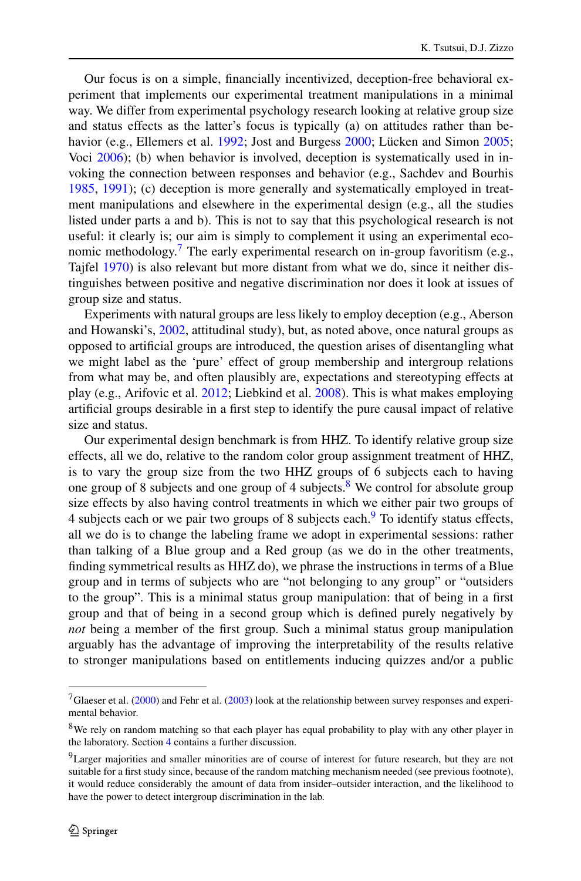Our focus is on a simple, financially incentivized, deception-free behavioral experiment that implements our experimental treatment manipulations in a minimal way. We differ from experimental psychology research looking at relative group size and status effects as the latter's focus is typically (a) on attitudes rather than behavior (e.g., Ellemers et al. 1992; Jost and Burgess 2000; Lücken and Simon 2005; Voci 2006); (b) when behavior is involved, deception is systematically used in invoking the connection between responses and behavior (e.g., Sachdev and Bourhis 1985, 1991); (c) deception is more generally and systematically employed in treatment manipulations and elsewhere in the experimental design (e.g., all the studies listed under parts a and b). This is not to say that this psychological research is not useful: it clearly is; our aim is simply to complement it using an experimental economic methodology.[7] The early experimental research on in-group favoritism (e.g., Tajfel 1970) is also relevant but more distant from what we do, since it neither distinguishes between positive and negative discrimination nor does it look at issues of group size and status.

Experiments with natural groups are less likely to employ deception (e.g., Aberson and Howanski's, 2002, attitudinal study), but, as noted above, once natural groups as opposed to artificial groups are introduced, the question arises of disentangling what we might label as the 'pure' effect of group membership and intergroup relations from what may be, and often plausibly are, expectations and stereotyping effects at play (e.g., Arifovic et al. 2012; Liebkind et al. 2008). This is what makes employing artificial groups desirable in a first step to identify the pure causal impact of relative size and status.

Our experimental design benchmark is from HHZ. To identify relative group size effects, all we do, relative to the random color group assignment treatment of HHZ, is to vary the group size from the two HHZ groups of 6 subjects each to having one group of 8 subjects and one group of 4 subjects.[8] We control for absolute group size effects by also having control treatments in which we either pair two groups of 4 subjects each or we pair two groups of 8 subjects each.[9] To identify status effects, all we do is to change the labeling frame we adopt in experimental sessions: rather than talking of a Blue group and a Red group (as we do in the other treatments, finding symmetrical results as HHZ do), we phrase the instructions in terms of a Blue group and in terms of subjects who are "not belonging to any group" or "outsiders to the group". This is a minimal status group manipulation: that of being in a first group and that of being in a second group which is defined purely negatively by *not* being a member of the first group. Such a minimal status group manipulation arguably has the advantage of improving the interpretability of the results relative to stronger manipulations based on entitlements inducing quizzes and/or a public

[7] Glaeser et al. (2000) and Fehr et al. (2003) look at the relationship between survey responses and experimental behavior.

[8] We rely on random matching so that each player has equal probability to play with any other player in the laboratory. Section 4 contains a further discussion.

[9] Larger majorities and smaller minorities are of course of interest for future research, but they are not suitable for a first study since, because of the random matching mechanism needed (see previous footnote), it would reduce considerably the amount of data from insider–outsider interaction, and the likelihood to have the power to detect intergroup discrimination in the lab.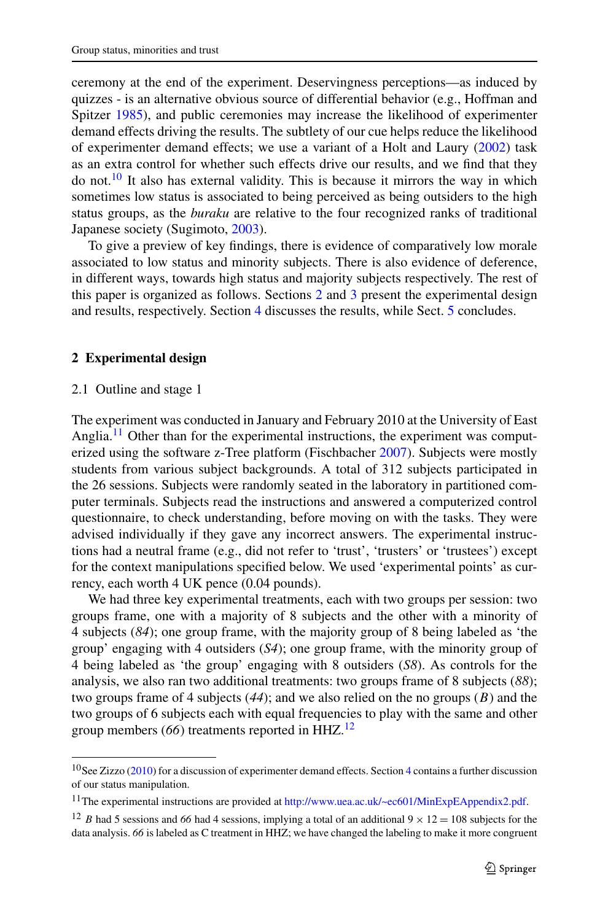ceremony at the end of the experiment. Deservingness perceptions—as induced by quizzes - is an alternative obvious source of differential behavior (e.g., Hoffman and Spitzer 1985), and public ceremonies may increase the likelihood of experimenter demand effects driving the results. The subtlety of our cue helps reduce the likelihood of experimenter demand effects; we use a variant of a Holt and Laury (2002) task as an extra control for whether such effects drive our results, and we find that they do not.[10] It also has external validity. This is because it mirrors the way in which sometimes low status is associated to being perceived as being outsiders to the high status groups, as the *buraku* are relative to the four recognized ranks of traditional Japanese society (Sugimoto, 2003).

To give a preview of key findings, there is evidence of comparatively low morale associated to low status and minority subjects. There is also evidence of deference, in different ways, towards high status and majority subjects respectively. The rest of this paper is organized as follows. Sections 2 and 3 present the experimental design and results, respectively. Section 4 discusses the results, while Sect. 5 concludes.

## 2 Experimental design

### 2.1 Outline and stage 1

The experiment was conducted in January and February 2010 at the University of East Anglia.[11] Other than for the experimental instructions, the experiment was computerized using the software z-Tree platform (Fischbacher 2007). Subjects were mostly students from various subject backgrounds. A total of 312 subjects participated in the 26 sessions. Subjects were randomly seated in the laboratory in partitioned computer terminals. Subjects read the instructions and answered a computerized control questionnaire, to check understanding, before moving on with the tasks. They were advised individually if they gave any incorrect answers. The experimental instructions had a neutral frame (e.g., did not refer to 'trust', 'trusters' or 'trustees') except for the context manipulations specified below. We used 'experimental points' as currency, each worth 4 UK pence (0.04 pounds).

We had three key experimental treatments, each with two groups per session: two groups frame, one with a majority of 8 subjects and the other with a minority of 4 subjects (*84*); one group frame, with the majority group of 8 being labeled as 'the group' engaging with 4 outsiders (*S4*); one group frame, with the minority group of 4 being labeled as 'the group' engaging with 8 outsiders (*S8*). As controls for the analysis, we also ran two additional treatments: two groups frame of 8 subjects (*88*); two groups frame of 4 subjects (*44*); and we also relied on the no groups (*B*) and the two groups of 6 subjects each with equal frequencies to play with the same and other group members (*66*) treatments reported in HHZ.[12]

---

[10] See Zizzo (2010) for a discussion of experimenter demand effects. Section 4 contains a further discussion of our status manipulation.

[11] The experimental instructions are provided at http://www.uea.ac.uk/~ec601/MinExpEAppendix2.pdf.

[12] *B* had 5 sessions and *66* had 4 sessions, implying a total of an additional $9 \times 12 = 108$ subjects for the data analysis. *66* is labeled as C treatment in HHZ; we have changed the labeling to make it more congruent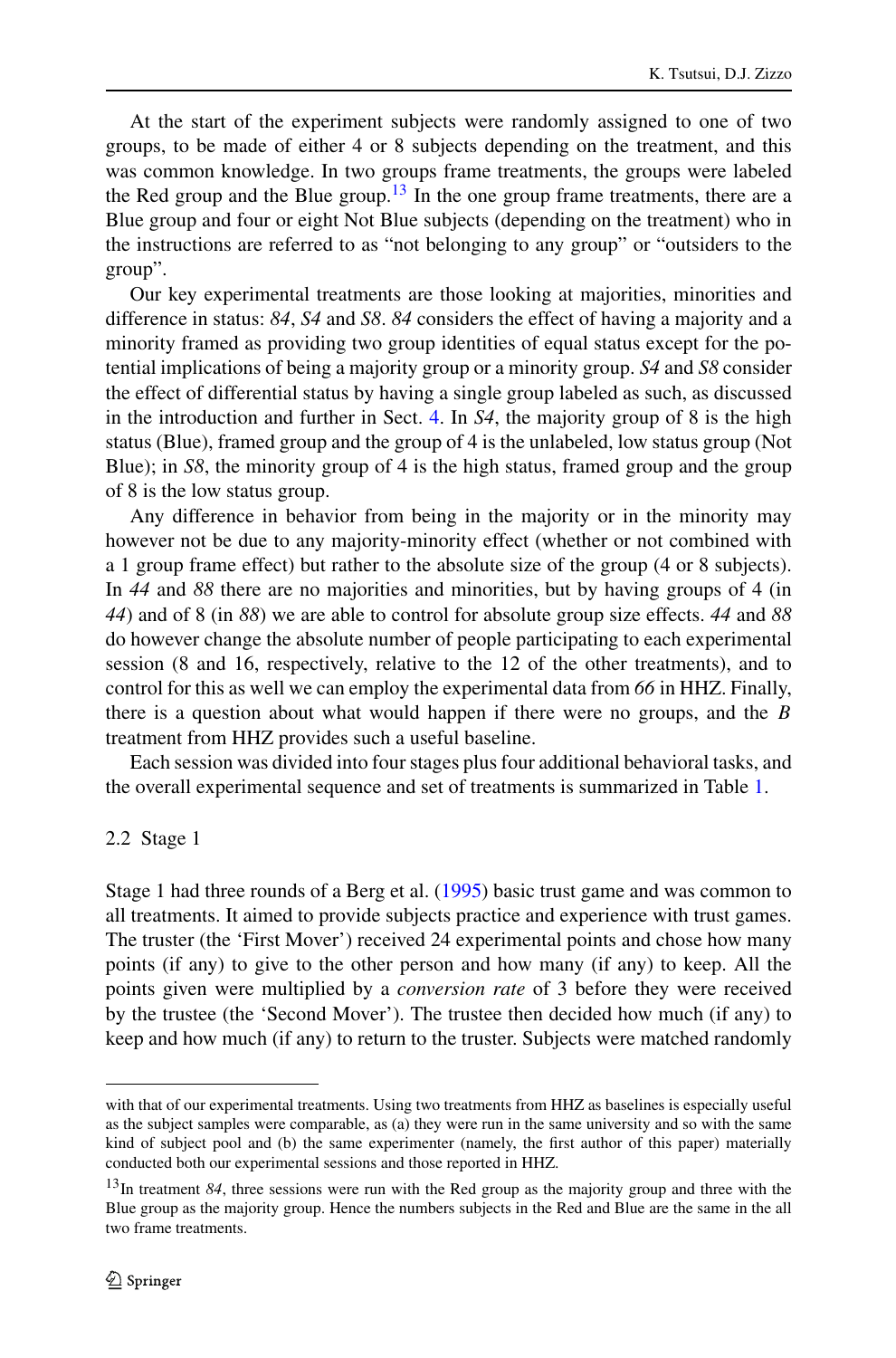At the start of the experiment subjects were randomly assigned to one of two groups, to be made of either 4 or 8 subjects depending on the treatment, and this was common knowledge. In two groups frame treatments, the groups were labeled the Red group and the Blue group.[13] In the one group frame treatments, there are a Blue group and four or eight Not Blue subjects (depending on the treatment) who in the instructions are referred to as "not belonging to any group" or "outsiders to the group".

Our key experimental treatments are those looking at majorities, minorities and difference in status: *84*, *S4* and *S8*. *84* considers the effect of having a majority and a minority framed as providing two group identities of equal status except for the potential implications of being a majority group or a minority group. *S4* and *S8* consider the effect of differential status by having a single group labeled as such, as discussed in the introduction and further in Sect. 4. In *S4*, the majority group of 8 is the high status (Blue), framed group and the group of 4 is the unlabeled, low status group (Not Blue); in *S8*, the minority group of 4 is the high status, framed group and the group of 8 is the low status group.

Any difference in behavior from being in the majority or in the minority may however not be due to any majority-minority effect (whether or not combined with a 1 group frame effect) but rather to the absolute size of the group (4 or 8 subjects). In *44* and *88* there are no majorities and minorities, but by having groups of 4 (in *44*) and of 8 (in *88*) we are able to control for absolute group size effects. *44* and *88* do however change the absolute number of people participating to each experimental session (8 and 16, respectively, relative to the 12 of the other treatments), and to control for this as well we can employ the experimental data from *66* in HHZ. Finally, there is a question about what would happen if there were no groups, and the *B* treatment from HHZ provides such a useful baseline.

Each session was divided into four stages plus four additional behavioral tasks, and the overall experimental sequence and set of treatments is summarized in Table 1.

### 2.2 Stage 1

Stage 1 had three rounds of a Berg et al. (1995) basic trust game and was common to all treatments. It aimed to provide subjects practice and experience with trust games. The truster (the 'First Mover') received 24 experimental points and chose how many points (if any) to give to the other person and how many (if any) to keep. All the points given were multiplied by a *conversion rate* of 3 before they were received by the trustee (the 'Second Mover'). The trustee then decided how much (if any) to keep and how much (if any) to return to the truster. Subjects were matched randomly

---

with that of our experimental treatments. Using two treatments from HHZ as baselines is especially useful as the subject samples were comparable, as (a) they were run in the same university and so with the same kind of subject pool and (b) the same experimenter (namely, the first author of this paper) materially conducted both our experimental sessions and those reported in HHZ.

[13] In treatment *84*, three sessions were run with the Red group as the majority group and three with the Blue group as the majority group. Hence the numbers subjects in the Red and Blue are the same in the all two frame treatments.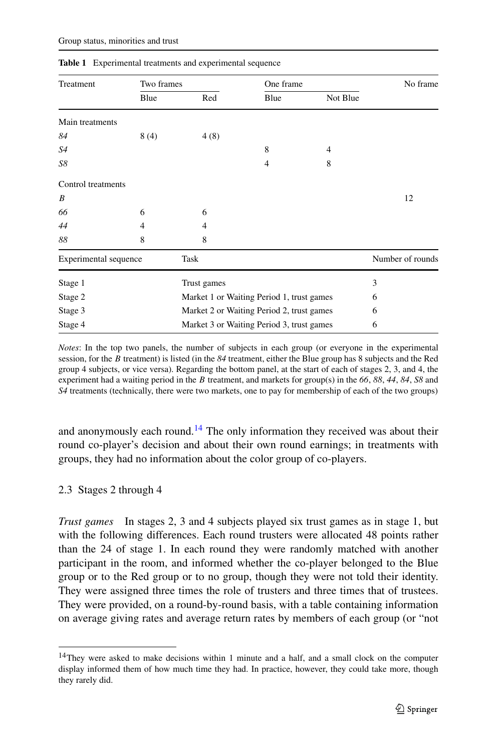**Table 1** Experimental treatments and experimental sequence

| Treatment | Two frames | | One frame | | No frame |
|---|---|---|---|---|---|
| | Blue | Red | Blue | Not Blue | |
| Main treatments | | | | | |
| *84* | 8 (4) | 4 (8) | | | |
| *S4* | | | 8 | 4 | |
| *S8* | | | 4 | 8 | |
| Control treatments | | | | | |
| *B* | | | | | 12 |
| *66* | 6 | 6 | | | |
| *44* | 4 | 4 | | | |
| *88* | 8 | 8 | | | |

| Experimental sequence | Task | Number of rounds |
|---|---|---|
| Stage 1 | Trust games | 3 |
| Stage 2 | Market 1 or Waiting Period 1, trust games | 6 |
| Stage 3 | Market 2 or Waiting Period 2, trust games | 6 |
| Stage 4 | Market 3 or Waiting Period 3, trust games | 6 |

*Notes*: In the top two panels, the number of subjects in each group (or everyone in the experimental session, for the *B* treatment) is listed (in the *84* treatment, either the Blue group has 8 subjects and the Red group 4 subjects, or vice versa). Regarding the bottom panel, at the start of each of stages 2, 3, and 4, the experiment had a waiting period in the *B* treatment, and markets for group(s) in the *66*, *88*, *44*, *84*, *S8* and *S4* treatments (technically, there were two markets, one to pay for membership of each of the two groups)

and anonymously each round.[14] The only information they received was about their round co-player's decision and about their own round earnings; in treatments with groups, they had no information about the color group of co-players.

### 2.3 Stages 2 through 4

*Trust games* In stages 2, 3 and 4 subjects played six trust games as in stage 1, but with the following differences. Each round trusters were allocated 48 points rather than the 24 of stage 1. In each round they were randomly matched with another participant in the room, and informed whether the co-player belonged to the Blue group or to the Red group or to no group, though they were not told their identity. They were assigned three times the role of trusters and three times that of trustees. They were provided, on a round-by-round basis, with a table containing information on average giving rates and average return rates by members of each group (or "not

[14] They were asked to make decisions within 1 minute and a half, and a small clock on the computer display informed them of how much time they had. In practice, however, they could take more, though they rarely did.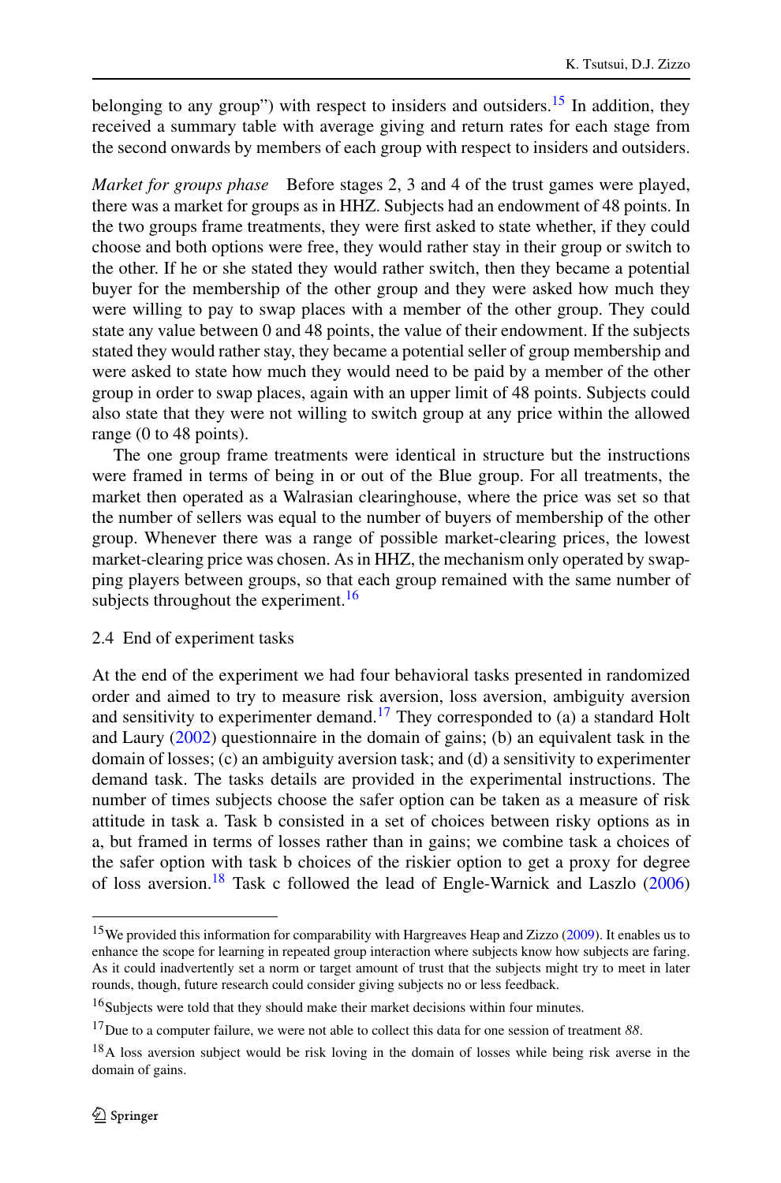belonging to any group") with respect to insiders and outsiders.[15] In addition, they received a summary table with average giving and return rates for each stage from the second onwards by members of each group with respect to insiders and outsiders.

*Market for groups phase* Before stages 2, 3 and 4 of the trust games were played, there was a market for groups as in HHZ. Subjects had an endowment of 48 points. In the two groups frame treatments, they were first asked to state whether, if they could choose and both options were free, they would rather stay in their group or switch to the other. If he or she stated they would rather switch, then they became a potential buyer for the membership of the other group and they were asked how much they were willing to pay to swap places with a member of the other group. They could state any value between 0 and 48 points, the value of their endowment. If the subjects stated they would rather stay, they became a potential seller of group membership and were asked to state how much they would need to be paid by a member of the other group in order to swap places, again with an upper limit of 48 points. Subjects could also state that they were not willing to switch group at any price within the allowed range (0 to 48 points).

The one group frame treatments were identical in structure but the instructions were framed in terms of being in or out of the Blue group. For all treatments, the market then operated as a Walrasian clearinghouse, where the price was set so that the number of sellers was equal to the number of buyers of membership of the other group. Whenever there was a range of possible market-clearing prices, the lowest market-clearing price was chosen. As in HHZ, the mechanism only operated by swapping players between groups, so that each group remained with the same number of subjects throughout the experiment.[16]

### 2.4 End of experiment tasks

At the end of the experiment we had four behavioral tasks presented in randomized order and aimed to try to measure risk aversion, loss aversion, ambiguity aversion and sensitivity to experimenter demand.[17] They corresponded to (a) a standard Holt and Laury (2002) questionnaire in the domain of gains; (b) an equivalent task in the domain of losses; (c) an ambiguity aversion task; and (d) a sensitivity to experimenter demand task. The tasks details are provided in the experimental instructions. The number of times subjects choose the safer option can be taken as a measure of risk attitude in task a. Task b consisted in a set of choices between risky options as in a, but framed in terms of losses rather than in gains; we combine task a choices of the safer option with task b choices of the riskier option to get a proxy for degree of loss aversion.[18] Task c followed the lead of Engle-Warnick and Laszlo (2006)

---

[15] We provided this information for comparability with Hargreaves Heap and Zizzo (2009). It enables us to enhance the scope for learning in repeated group interaction where subjects know how subjects are faring. As it could inadvertently set a norm or target amount of trust that the subjects might try to meet in later rounds, though, future research could consider giving subjects no or less feedback.

[16] Subjects were told that they should make their market decisions within four minutes.

[17] Due to a computer failure, we were not able to collect this data for one session of treatment *88*.

[18] A loss aversion subject would be risk loving in the domain of losses while being risk averse in the domain of gains.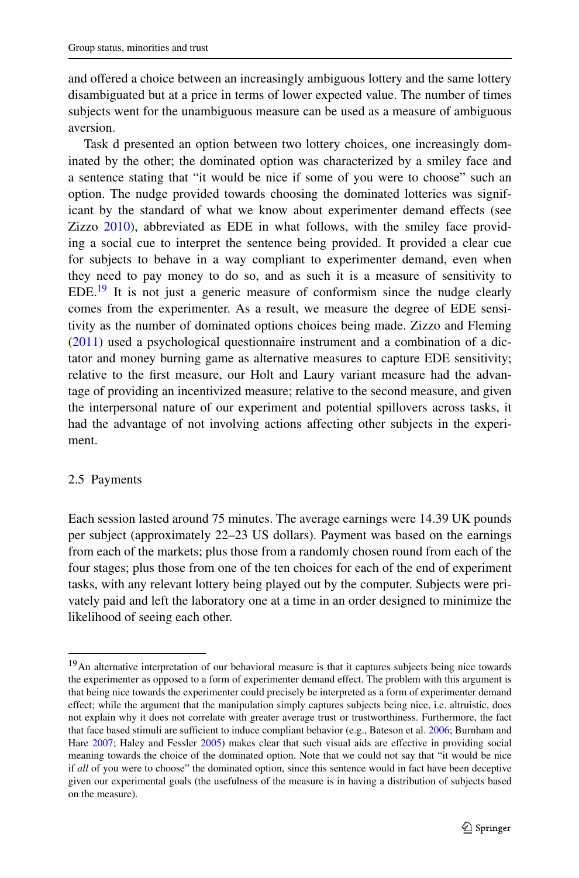and offered a choice between an increasingly ambiguous lottery and the same lottery disambiguated but at a price in terms of lower expected value. The number of times subjects went for the unambiguous measure can be used as a measure of ambiguous aversion.

Task d presented an option between two lottery choices, one increasingly dominated by the other; the dominated option was characterized by a smiley face and a sentence stating that "it would be nice if some of you were to choose" such an option. The nudge provided towards choosing the dominated lotteries was significant by the standard of what we know about experimenter demand effects (see Zizzo 2010), abbreviated as EDE in what follows, with the smiley face providing a social cue to interpret the sentence being provided. It provided a clear cue for subjects to behave in a way compliant to experimenter demand, even when they need to pay money to do so, and as such it is a measure of sensitivity to EDE.[19] It is not just a generic measure of conformism since the nudge clearly comes from the experimenter. As a result, we measure the degree of EDE sensitivity as the number of dominated options choices being made. Zizzo and Fleming (2011) used a psychological questionnaire instrument and a combination of a dictator and money burning game as alternative measures to capture EDE sensitivity; relative to the first measure, our Holt and Laury variant measure had the advantage of providing an incentivized measure; relative to the second measure, and given the interpersonal nature of our experiment and potential spillovers across tasks, it had the advantage of not involving actions affecting other subjects in the experiment.

## 2.5 Payments

Each session lasted around 75 minutes. The average earnings were 14.39 UK pounds per subject (approximately 22–23 US dollars). Payment was based on the earnings from each of the markets; plus those from a randomly chosen round from each of the four stages; plus those from one of the ten choices for each of the end of experiment tasks, with any relevant lottery being played out by the computer. Subjects were privately paid and left the laboratory one at a time in an order designed to minimize the likelihood of seeing each other.

[19] An alternative interpretation of our behavioral measure is that it captures subjects being nice towards the experimenter as opposed to a form of experimenter demand effect. The problem with this argument is that being nice towards the experimenter could precisely be interpreted as a form of experimenter demand effect; while the argument that the manipulation simply captures subjects being nice, i.e. altruistic, does not explain why it does not correlate with greater average trust or trustworthiness. Furthermore, the fact that face based stimuli are sufficient to induce compliant behavior (e.g., Bateson et al. 2006; Burnham and Hare 2007; Haley and Fessler 2005) makes clear that such visual aids are effective in providing social meaning towards the choice of the dominated option. Note that we could not say that "it would be nice if *all* of you were to choose" the dominated option, since this sentence would in fact have been deceptive given our experimental goals (the usefulness of the measure is in having a distribution of subjects based on the measure).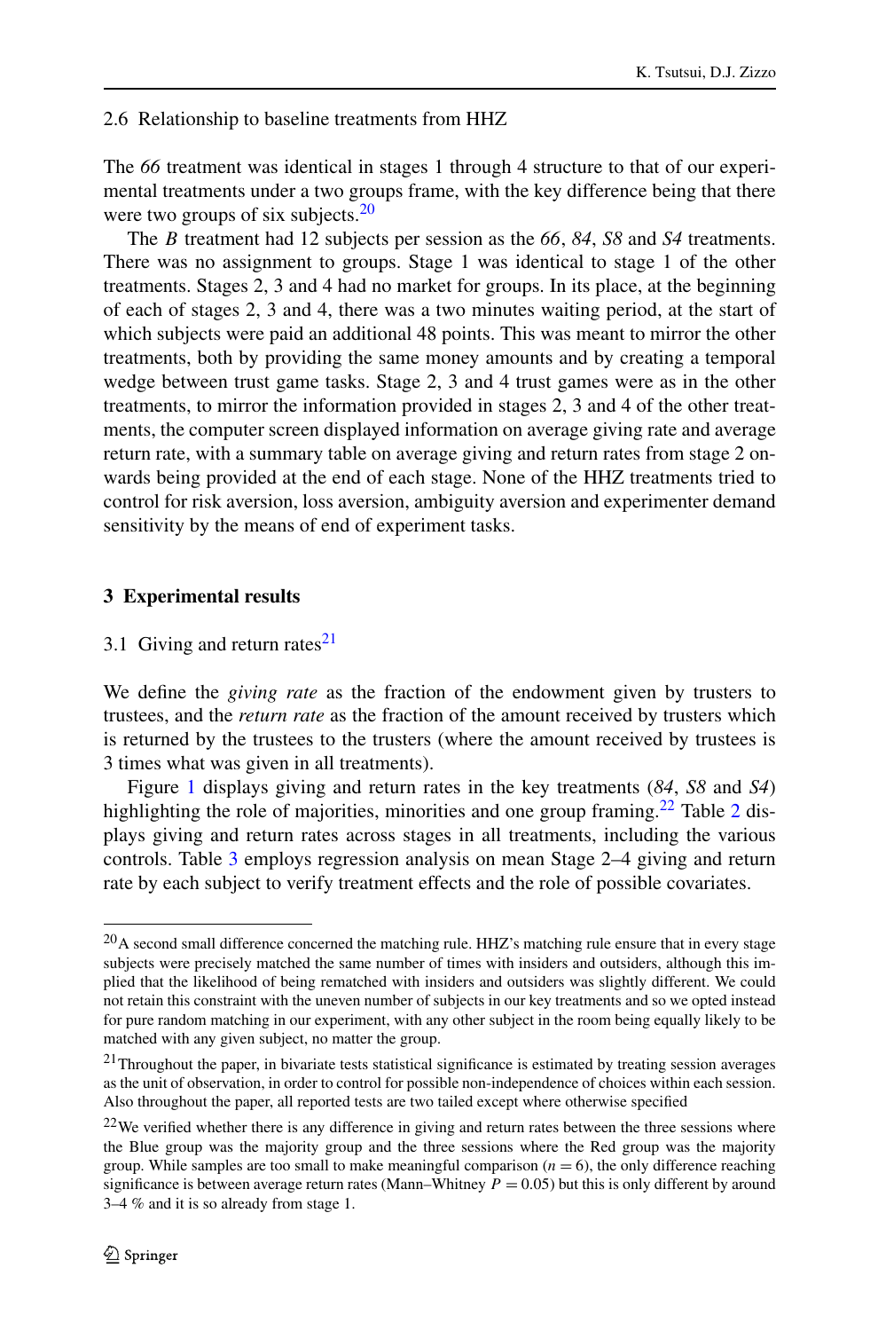### 2.6 Relationship to baseline treatments from HHZ

The *66* treatment was identical in stages 1 through 4 structure to that of our experimental treatments under a two groups frame, with the key difference being that there were two groups of six subjects.[20]

The *B* treatment had 12 subjects per session as the *66*, *84*, *S8* and *S4* treatments. There was no assignment to groups. Stage 1 was identical to stage 1 of the other treatments. Stages 2, 3 and 4 had no market for groups. In its place, at the beginning of each of stages 2, 3 and 4, there was a two minutes waiting period, at the start of which subjects were paid an additional 48 points. This was meant to mirror the other treatments, both by providing the same money amounts and by creating a temporal wedge between trust game tasks. Stage 2, 3 and 4 trust games were as in the other treatments, to mirror the information provided in stages 2, 3 and 4 of the other treatments, the computer screen displayed information on average giving rate and average return rate, with a summary table on average giving and return rates from stage 2 onwards being provided at the end of each stage. None of the HHZ treatments tried to control for risk aversion, loss aversion, ambiguity aversion and experimenter demand sensitivity by the means of end of experiment tasks.

## 3 Experimental results

### 3.1 Giving and return rates[21]

We define the *giving rate* as the fraction of the endowment given by trusters to trustees, and the *return rate* as the fraction of the amount received by trusters which is returned by the trustees to the trusters (where the amount received by trustees is 3 times what was given in all treatments).

Figure 1 displays giving and return rates in the key treatments (*84*, *S8* and *S4*) highlighting the role of majorities, minorities and one group framing.[22] Table 2 displays giving and return rates across stages in all treatments, including the various controls. Table 3 employs regression analysis on mean Stage 2–4 giving and return rate by each subject to verify treatment effects and the role of possible covariates.

---

[20] A second small difference concerned the matching rule. HHZ's matching rule ensure that in every stage subjects were precisely matched the same number of times with insiders and outsiders, although this implied that the likelihood of being rematched with insiders and outsiders was slightly different. We could not retain this constraint with the uneven number of subjects in our key treatments and so we opted instead for pure random matching in our experiment, with any other subject in the room being equally likely to be matched with any given subject, no matter the group.

[21] Throughout the paper, in bivariate tests statistical significance is estimated by treating session averages as the unit of observation, in order to control for possible non-independence of choices within each session. Also throughout the paper, all reported tests are two tailed except where otherwise specified

[22] We verified whether there is any difference in giving and return rates between the three sessions where the Blue group was the majority group and the three sessions where the Red group was the majority group. While samples are too small to make meaningful comparison ($n = 6$), the only difference reaching significance is between average return rates (Mann–Whitney $P = 0.05$) but this is only different by around 3–4 % and it is so already from stage 1.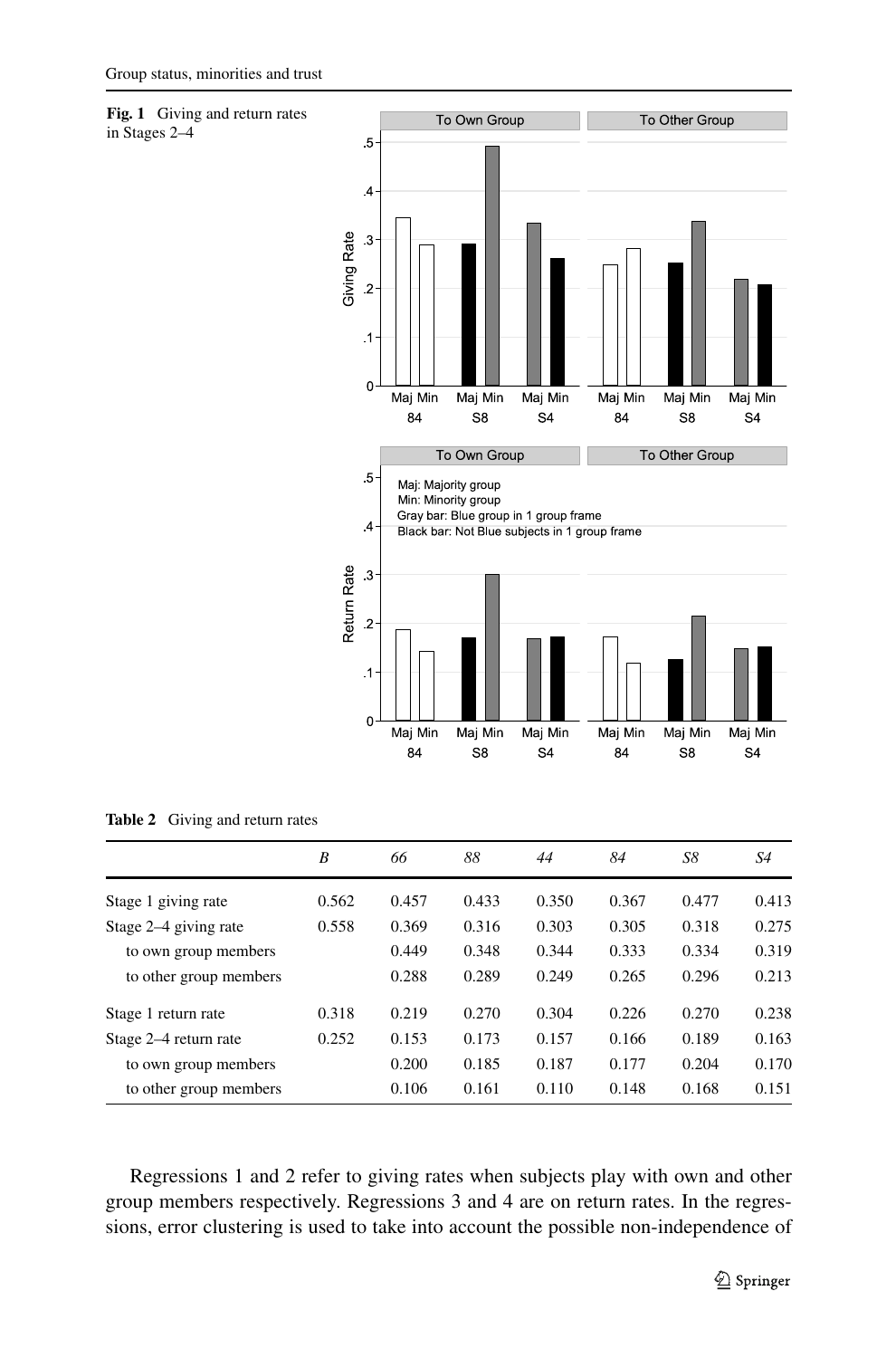**Fig. 1** Giving and return rates in Stages 2–4

**Table 2** Giving and return rates

| | *B* | *66* | *88* | *44* | *84* | *S8* | *S4* |
|---|---|---|---|---|---|---|---|
| Stage 1 giving rate | 0.562 | 0.457 | 0.433 | 0.350 | 0.367 | 0.477 | 0.413 |
| Stage 2–4 giving rate | 0.558 | 0.369 | 0.316 | 0.303 | 0.305 | 0.318 | 0.275 |
| to own group members | | 0.449 | 0.348 | 0.344 | 0.333 | 0.334 | 0.319 |
| to other group members | | 0.288 | 0.289 | 0.249 | 0.265 | 0.296 | 0.213 |
| Stage 1 return rate | 0.318 | 0.219 | 0.270 | 0.304 | 0.226 | 0.270 | 0.238 |
| Stage 2–4 return rate | 0.252 | 0.153 | 0.173 | 0.157 | 0.166 | 0.189 | 0.163 |
| to own group members | | 0.200 | 0.185 | 0.187 | 0.177 | 0.204 | 0.170 |
| to other group members | | 0.106 | 0.161 | 0.110 | 0.148 | 0.168 | 0.151 |

Regressions 1 and 2 refer to giving rates when subjects play with own and other group members respectively. Regressions 3 and 4 are on return rates. In the regressions, error clustering is used to take into account the possible non-independence of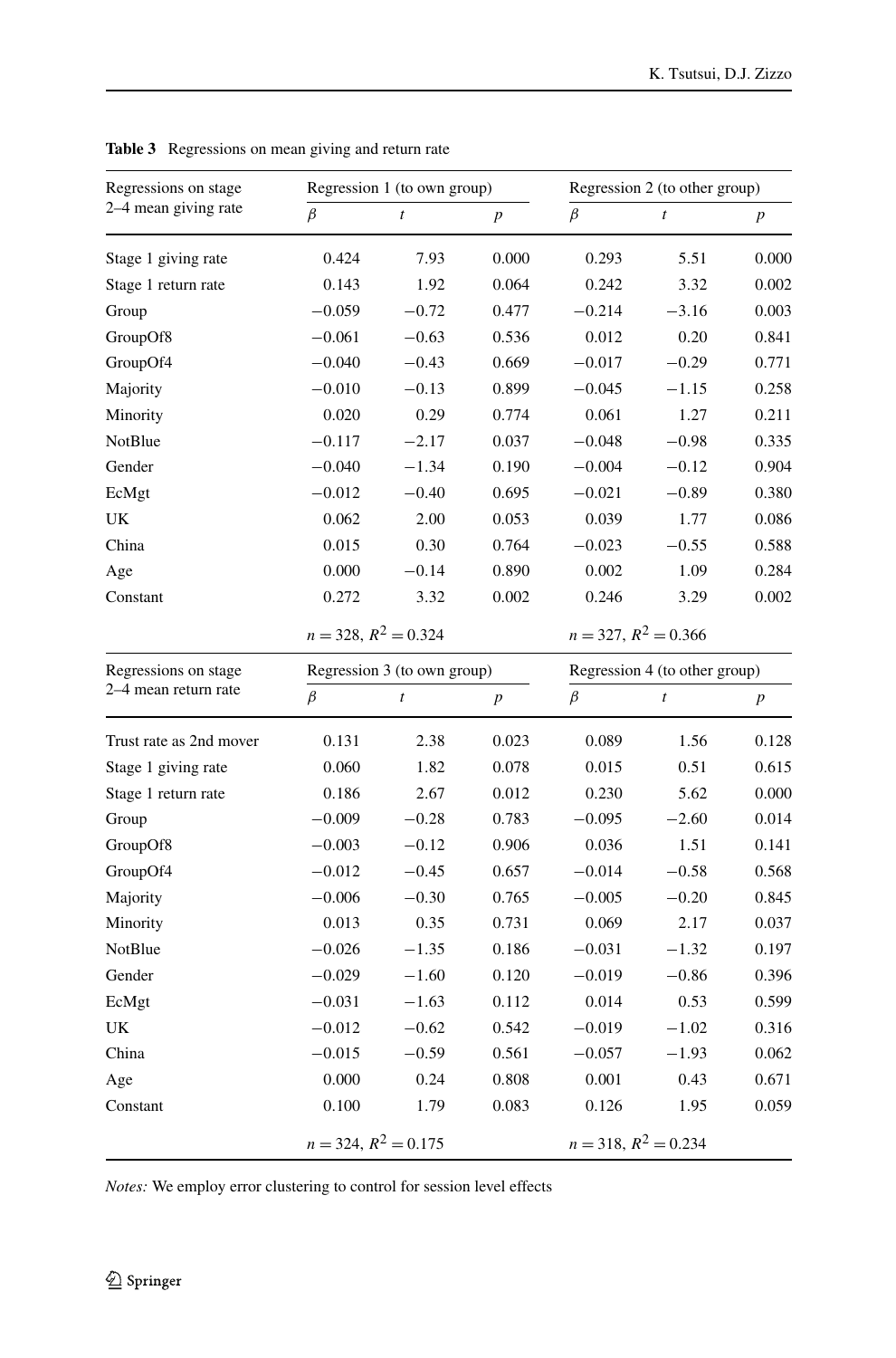**Table 3** Regressions on mean giving and return rate

| Regressions on stage 2–4 mean giving rate | Regression 1 (to own group) | | | Regression 2 (to other group) | | |
|---|---|---|---|---|---|---|
| | $\beta$ | $t$ | $p$ | $\beta$ | $t$ | $p$ |
| Stage 1 giving rate | 0.424 | 7.93 | 0.000 | 0.293 | 5.51 | 0.000 |
| Stage 1 return rate | 0.143 | 1.92 | 0.064 | 0.242 | 3.32 | 0.002 |
| Group | −0.059 | −0.72 | 0.477 | −0.214 | −3.16 | 0.003 |
| GroupOf8 | −0.061 | −0.63 | 0.536 | 0.012 | 0.20 | 0.841 |
| GroupOf4 | −0.040 | −0.43 | 0.669 | −0.017 | −0.29 | 0.771 |
| Majority | −0.010 | −0.13 | 0.899 | −0.045 | −1.15 | 0.258 |
| Minority | 0.020 | 0.29 | 0.774 | 0.061 | 1.27 | 0.211 |
| NotBlue | −0.117 | −2.17 | 0.037 | −0.048 | −0.98 | 0.335 |
| Gender | −0.040 | −1.34 | 0.190 | −0.004 | −0.12 | 0.904 |
| EcMgt | −0.012 | −0.40 | 0.695 | −0.021 | −0.89 | 0.380 |
| UK | 0.062 | 2.00 | 0.053 | 0.039 | 1.77 | 0.086 |
| China | 0.015 | 0.30 | 0.764 | −0.023 | −0.55 | 0.588 |
| Age | 0.000 | −0.14 | 0.890 | 0.002 | 1.09 | 0.284 |
| Constant | 0.272 | 3.32 | 0.002 | 0.246 | 3.29 | 0.002 |
| | $n = 328$, $R^2 = 0.324$ | | | $n = 327$, $R^2 = 0.366$ | | |

| Regressions on stage 2–4 mean return rate | Regression 3 (to own group) | | | Regression 4 (to other group) | | |
|---|---|---|---|---|---|---|
| | $\beta$ | $t$ | $p$ | $\beta$ | $t$ | $p$ |
| Trust rate as 2nd mover | 0.131 | 2.38 | 0.023 | 0.089 | 1.56 | 0.128 |
| Stage 1 giving rate | 0.060 | 1.82 | 0.078 | 0.015 | 0.51 | 0.615 |
| Stage 1 return rate | 0.186 | 2.67 | 0.012 | 0.230 | 5.62 | 0.000 |
| Group | −0.009 | −0.28 | 0.783 | −0.095 | −2.60 | 0.014 |
| GroupOf8 | −0.003 | −0.12 | 0.906 | 0.036 | 1.51 | 0.141 |
| GroupOf4 | −0.012 | −0.45 | 0.657 | −0.014 | −0.58 | 0.568 |
| Majority | −0.006 | −0.30 | 0.765 | −0.005 | −0.20 | 0.845 |
| Minority | 0.013 | 0.35 | 0.731 | 0.069 | 2.17 | 0.037 |
| NotBlue | −0.026 | −1.35 | 0.186 | −0.031 | −1.32 | 0.197 |
| Gender | −0.029 | −1.60 | 0.120 | −0.019 | −0.86 | 0.396 |
| EcMgt | −0.031 | −1.63 | 0.112 | 0.014 | 0.53 | 0.599 |
| UK | −0.012 | −0.62 | 0.542 | −0.019 | −1.02 | 0.316 |
| China | −0.015 | −0.59 | 0.561 | −0.057 | −1.93 | 0.062 |
| Age | 0.000 | 0.24 | 0.808 | 0.001 | 0.43 | 0.671 |
| Constant | 0.100 | 1.79 | 0.083 | 0.126 | 1.95 | 0.059 |
| | $n = 324$, $R^2 = 0.175$ | | | $n = 318$, $R^2 = 0.234$ | | |

*Notes:* We employ error clustering to control for session level effects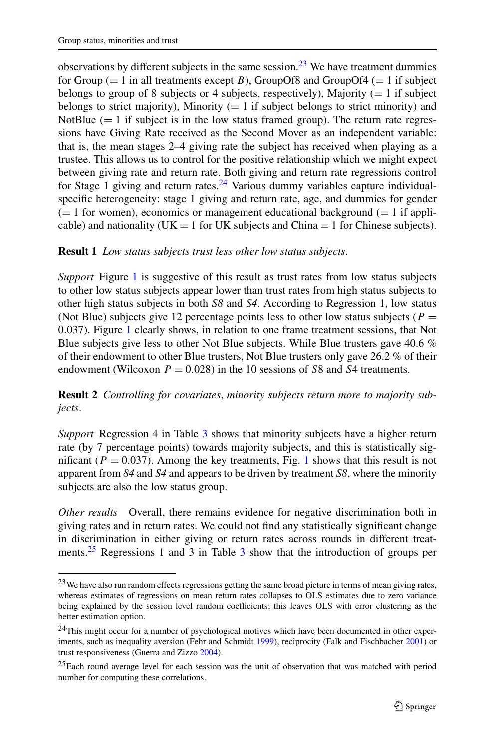observations by different subjects in the same session.[23] We have treatment dummies for Group (= 1 in all treatments except *B*), GroupOf8 and GroupOf4 (= 1 if subject belongs to group of 8 subjects or 4 subjects, respectively), Majority (= 1 if subject belongs to strict majority), Minority (= 1 if subject belongs to strict minority) and NotBlue (= 1 if subject is in the low status framed group). The return rate regressions have Giving Rate received as the Second Mover as an independent variable: that is, the mean stages 2–4 giving rate the subject has received when playing as a trustee. This allows us to control for the positive relationship which we might expect between giving rate and return rate. Both giving and return rate regressions control for Stage 1 giving and return rates.[24] Various dummy variables capture individual-specific heterogeneity: stage 1 giving and return rate, age, and dummies for gender (= 1 for women), economics or management educational background (= 1 if applicable) and nationality (UK = 1 for UK subjects and China = 1 for Chinese subjects).

**Result 1** *Low status subjects trust less other low status subjects*.

*Support* Figure 1 is suggestive of this result as trust rates from low status subjects to other low status subjects appear lower than trust rates from high status subjects to other high status subjects in both *S8* and *S4*. According to Regression 1, low status (Not Blue) subjects give 12 percentage points less to other low status subjects ($P = 0.037$). Figure 1 clearly shows, in relation to one frame treatment sessions, that Not Blue subjects give less to other Not Blue subjects. While Blue trusters gave 40.6 % of their endowment to other Blue trusters, Not Blue trusters only gave 26.2 % of their endowment (Wilcoxon $P = 0.028$) in the 10 sessions of *S*8 and *S*4 treatments.

**Result 2** *Controlling for covariates*, *minority subjects return more to majority subjects*.

*Support* Regression 4 in Table 3 shows that minority subjects have a higher return rate (by 7 percentage points) towards majority subjects, and this is statistically significant ($P = 0.037$). Among the key treatments, Fig. 1 shows that this result is not apparent from *84* and *S4* and appears to be driven by treatment *S8*, where the minority subjects are also the low status group.

*Other results* Overall, there remains evidence for negative discrimination both in giving rates and in return rates. We could not find any statistically significant change in discrimination in either giving or return rates across rounds in different treatments.[25] Regressions 1 and 3 in Table 3 show that the introduction of groups per

---

[23] We have also run random effects regressions getting the same broad picture in terms of mean giving rates, whereas estimates of regressions on mean return rates collapses to OLS estimates due to zero variance being explained by the session level random coefficients; this leaves OLS with error clustering as the better estimation option.

[24] This might occur for a number of psychological motives which have been documented in other experiments, such as inequality aversion (Fehr and Schmidt 1999), reciprocity (Falk and Fischbacher 2001) or trust responsiveness (Guerra and Zizzo 2004).

[25] Each round average level for each session was the unit of observation that was matched with period number for computing these correlations.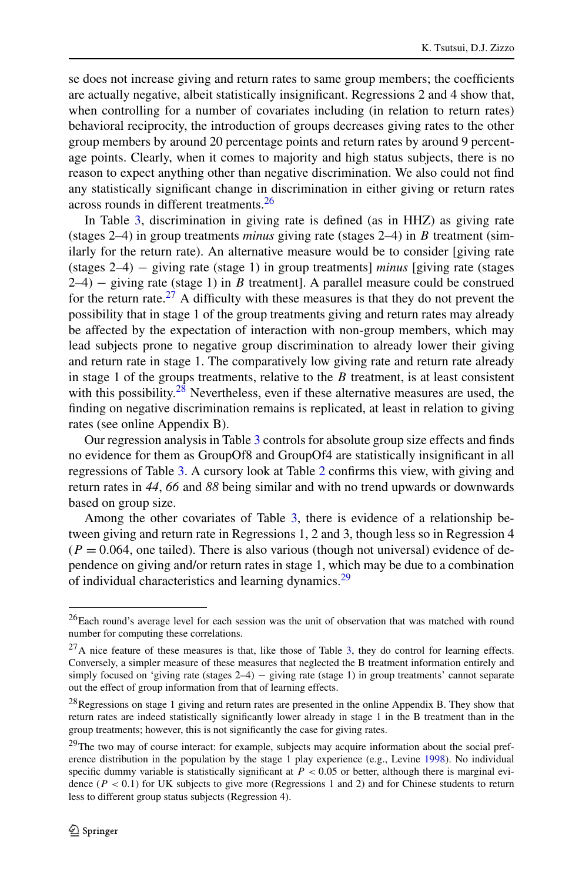se does not increase giving and return rates to same group members; the coefficients are actually negative, albeit statistically insignificant. Regressions 2 and 4 show that, when controlling for a number of covariates including (in relation to return rates) behavioral reciprocity, the introduction of groups decreases giving rates to the other group members by around 20 percentage points and return rates by around 9 percentage points. Clearly, when it comes to majority and high status subjects, there is no reason to expect anything other than negative discrimination. We also could not find any statistically significant change in discrimination in either giving or return rates across rounds in different treatments.[26]

In Table 3, discrimination in giving rate is defined (as in HHZ) as giving rate (stages 2–4) in group treatments *minus* giving rate (stages 2–4) in *B* treatment (similarly for the return rate). An alternative measure would be to consider [giving rate (stages 2–4) − giving rate (stage 1) in group treatments] *minus* [giving rate (stages 2–4) − giving rate (stage 1) in *B* treatment]. A parallel measure could be construed for the return rate.[27] A difficulty with these measures is that they do not prevent the possibility that in stage 1 of the group treatments giving and return rates may already be affected by the expectation of interaction with non-group members, which may lead subjects prone to negative group discrimination to already lower their giving and return rate in stage 1. The comparatively low giving rate and return rate already in stage 1 of the groups treatments, relative to the *B* treatment, is at least consistent with this possibility.[28] Nevertheless, even if these alternative measures are used, the finding on negative discrimination remains is replicated, at least in relation to giving rates (see online Appendix B).

Our regression analysis in Table 3 controls for absolute group size effects and finds no evidence for them as GroupOf8 and GroupOf4 are statistically insignificant in all regressions of Table 3. A cursory look at Table 2 confirms this view, with giving and return rates in *44*, *66* and *88* being similar and with no trend upwards or downwards based on group size.

Among the other covariates of Table 3, there is evidence of a relationship between giving and return rate in Regressions 1, 2 and 3, though less so in Regression 4 ($P = 0.064$, one tailed). There is also various (though not universal) evidence of dependence on giving and/or return rates in stage 1, which may be due to a combination of individual characteristics and learning dynamics.[29]

---

[26] Each round's average level for each session was the unit of observation that was matched with round number for computing these correlations.

[27] A nice feature of these measures is that, like those of Table 3, they do control for learning effects. Conversely, a simpler measure of these measures that neglected the B treatment information entirely and simply focused on 'giving rate (stages 2–4) − giving rate (stage 1) in group treatments' cannot separate out the effect of group information from that of learning effects.

[28] Regressions on stage 1 giving and return rates are presented in the online Appendix B. They show that return rates are indeed statistically significantly lower already in stage 1 in the B treatment than in the group treatments; however, this is not significantly the case for giving rates.

[29] The two may of course interact: for example, subjects may acquire information about the social preference distribution in the population by the stage 1 play experience (e.g., Levine 1998). No individual specific dummy variable is statistically significant at $P < 0.05$ or better, although there is marginal evidence ($P < 0.1$) for UK subjects to give more (Regressions 1 and 2) and for Chinese students to return less to different group status subjects (Regression 4).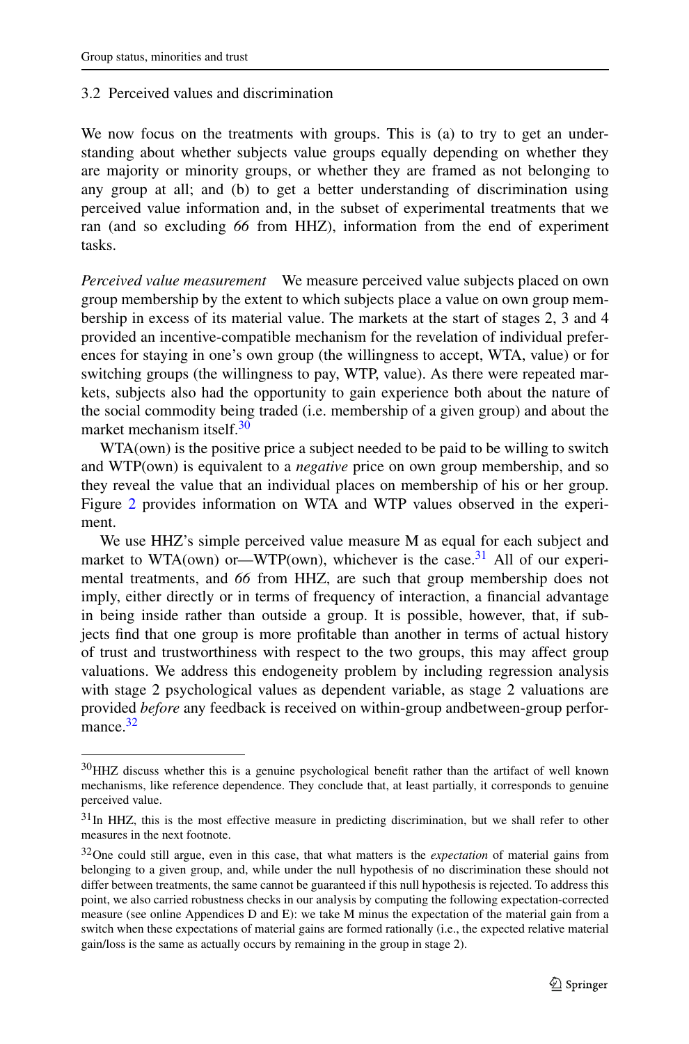### 3.2 Perceived values and discrimination

We now focus on the treatments with groups. This is (a) to try to get an understanding about whether subjects value groups equally depending on whether they are majority or minority groups, or whether they are framed as not belonging to any group at all; and (b) to get a better understanding of discrimination using perceived value information and, in the subset of experimental treatments that we ran (and so excluding *66* from HHZ), information from the end of experiment tasks.

*Perceived value measurement* We measure perceived value subjects placed on own group membership by the extent to which subjects place a value on own group membership in excess of its material value. The markets at the start of stages 2, 3 and 4 provided an incentive-compatible mechanism for the revelation of individual preferences for staying in one's own group (the willingness to accept, WTA, value) or for switching groups (the willingness to pay, WTP, value). As there were repeated markets, subjects also had the opportunity to gain experience both about the nature of the social commodity being traded (i.e. membership of a given group) and about the market mechanism itself.[30]

WTA(own) is the positive price a subject needed to be paid to be willing to switch and WTP(own) is equivalent to a *negative* price on own group membership, and so they reveal the value that an individual places on membership of his or her group. Figure 2 provides information on WTA and WTP values observed in the experiment.

We use HHZ's simple perceived value measure M as equal for each subject and market to WTA(own) or—WTP(own), whichever is the case.[31] All of our experimental treatments, and *66* from HHZ, are such that group membership does not imply, either directly or in terms of frequency of interaction, a financial advantage in being inside rather than outside a group. It is possible, however, that, if subjects find that one group is more profitable than another in terms of actual history of trust and trustworthiness with respect to the two groups, this may affect group valuations. We address this endogeneity problem by including regression analysis with stage 2 psychological values as dependent variable, as stage 2 valuations are provided *before* any feedback is received on within-group andbetween-group performance.[32]

---

[30] HHZ discuss whether this is a genuine psychological benefit rather than the artifact of well known mechanisms, like reference dependence. They conclude that, at least partially, it corresponds to genuine perceived value.

[31] In HHZ, this is the most effective measure in predicting discrimination, but we shall refer to other measures in the next footnote.

[32] One could still argue, even in this case, that what matters is the *expectation* of material gains from belonging to a given group, and, while under the null hypothesis of no discrimination these should not differ between treatments, the same cannot be guaranteed if this null hypothesis is rejected. To address this point, we also carried robustness checks in our analysis by computing the following expectation-corrected measure (see online Appendices D and E): we take M minus the expectation of the material gain from a switch when these expectations of material gains are formed rationally (i.e., the expected relative material gain/loss is the same as actually occurs by remaining in the group in stage 2).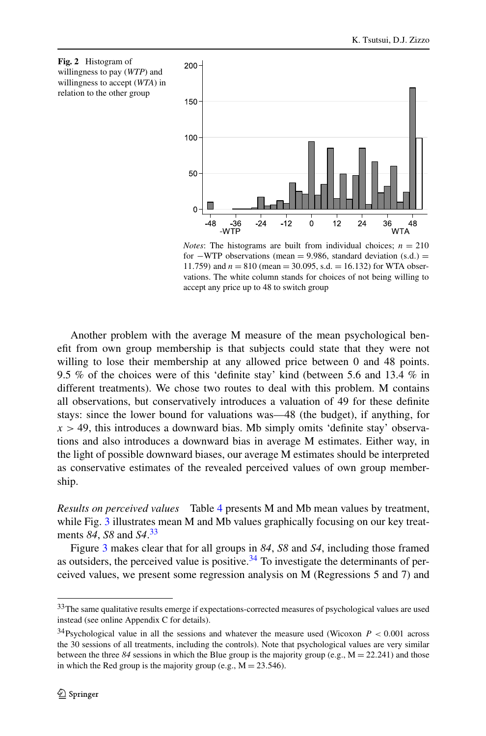**Fig. 2** Histogram of willingness to pay (*WTP*) and willingness to accept (*WTA*) in relation to the other group

*Notes*: The histograms are built from individual choices; $n = 210$ for −WTP observations (mean = 9.986, standard deviation (s.d.) = 11.759) and $n = 810$ (mean = 30.095, s.d. = 16.132) for WTA observations. The white column stands for choices of not being willing to accept any price up to 48 to switch group

Another problem with the average M measure of the mean psychological benefit from own group membership is that subjects could state that they were not willing to lose their membership at any allowed price between 0 and 48 points. 9.5 % of the choices were of this 'definite stay' kind (between 5.6 and 13.4 % in different treatments). We chose two routes to deal with this problem. M contains all observations, but conservatively introduces a valuation of 49 for these definite stays: since the lower bound for valuations was—48 (the budget), if anything, for $x > 49$, this introduces a downward bias. Mb simply omits 'definite stay' observations and also introduces a downward bias in average M estimates. Either way, in the light of possible downward biases, our average M estimates should be interpreted as conservative estimates of the revealed perceived values of own group membership.

*Results on perceived values* Table 4 presents M and Mb mean values by treatment, while Fig. 3 illustrates mean M and Mb values graphically focusing on our key treatments *84*, *S8* and *S4*.[33]

Figure 3 makes clear that for all groups in *84*, *S8* and *S4*, including those framed as outsiders, the perceived value is positive.[34] To investigate the determinants of perceived values, we present some regression analysis on M (Regressions 5 and 7) and

[33] The same qualitative results emerge if expectations-corrected measures of psychological values are used instead (see online Appendix C for details).

[34] Psychological value in all the sessions and whatever the measure used (Wicoxon $P < 0.001$ across the 30 sessions of all treatments, including the controls). Note that psychological values are very similar between the three *84* sessions in which the Blue group is the majority group (e.g., M = 22.241) and those in which the Red group is the majority group (e.g., M = 23.546).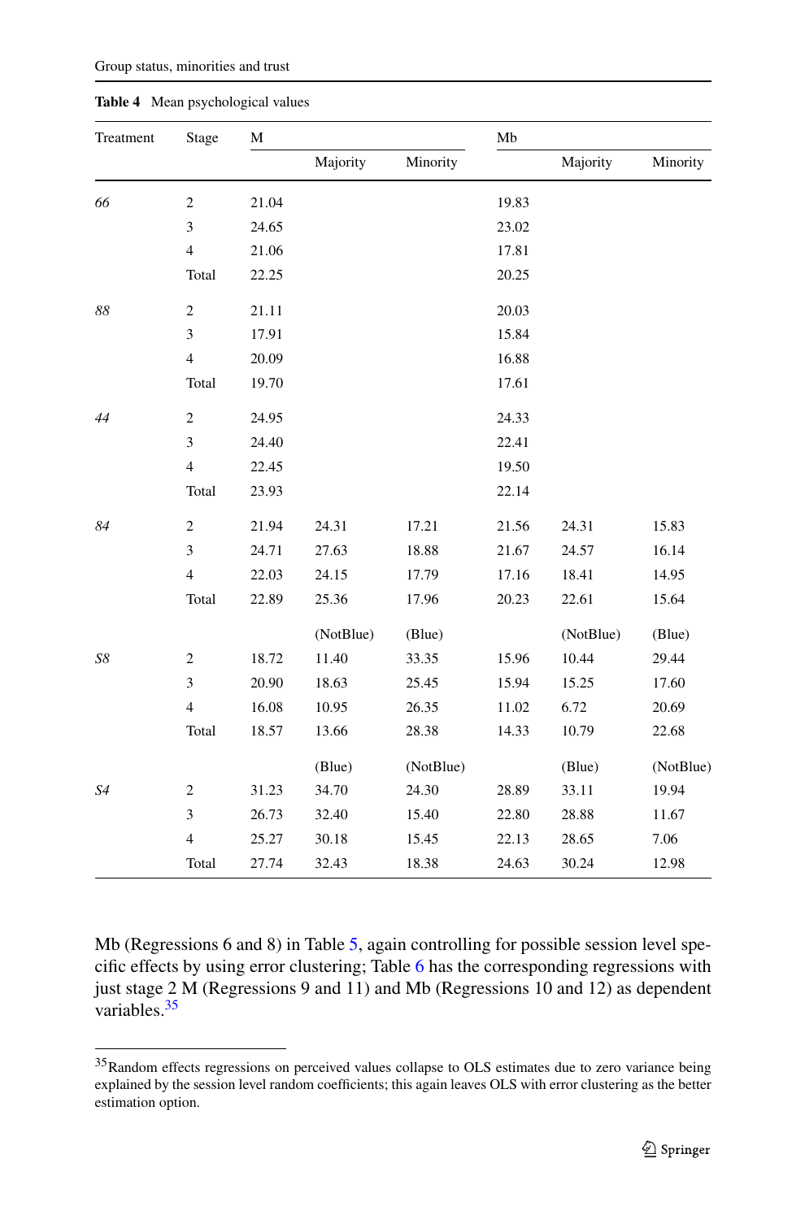**Table 4** Mean psychological values

| Treatment | Stage | M | | | Mb | | |
|---|---|---|---|---|---|---|---|
| | | | Majority | Minority | | Majority | Minority |
| *66* | 2 | 21.04 | | | 19.83 | | |
| | 3 | 24.65 | | | 23.02 | | |
| | 4 | 21.06 | | | 17.81 | | |
| | Total | 22.25 | | | 20.25 | | |
| *88* | 2 | 21.11 | | | 20.03 | | |
| | 3 | 17.91 | | | 15.84 | | |
| | 4 | 20.09 | | | 16.88 | | |
| | Total | 19.70 | | | 17.61 | | |
| *44* | 2 | 24.95 | | | 24.33 | | |
| | 3 | 24.40 | | | 22.41 | | |
| | 4 | 22.45 | | | 19.50 | | |
| | Total | 23.93 | | | 22.14 | | |
| *84* | 2 | 21.94 | 24.31 | 17.21 | 21.56 | 24.31 | 15.83 |
| | 3 | 24.71 | 27.63 | 18.88 | 21.67 | 24.57 | 16.14 |
| | 4 | 22.03 | 24.15 | 17.79 | 17.16 | 18.41 | 14.95 |
| | Total | 22.89 | 25.36 | 17.96 | 20.23 | 22.61 | 15.64 |
| | | | (NotBlue) | (Blue) | | (NotBlue) | (Blue) |
| *S8* | 2 | 18.72 | 11.40 | 33.35 | 15.96 | 10.44 | 29.44 |
| | 3 | 20.90 | 18.63 | 25.45 | 15.94 | 15.25 | 17.60 |
| | 4 | 16.08 | 10.95 | 26.35 | 11.02 | 6.72 | 20.69 |
| | Total | 18.57 | 13.66 | 28.38 | 14.33 | 10.79 | 22.68 |
| | | | (Blue) | (NotBlue) | | (Blue) | (NotBlue) |
| *S4* | 2 | 31.23 | 34.70 | 24.30 | 28.89 | 33.11 | 19.94 |
| | 3 | 26.73 | 32.40 | 15.40 | 22.80 | 28.88 | 11.67 |
| | 4 | 25.27 | 30.18 | 15.45 | 22.13 | 28.65 | 7.06 |
| | Total | 27.74 | 32.43 | 18.38 | 24.63 | 30.24 | 12.98 |

Mb (Regressions 6 and 8) in Table 5, again controlling for possible session level specific effects by using error clustering; Table 6 has the corresponding regressions with just stage 2 M (Regressions 9 and 11) and Mb (Regressions 10 and 12) as dependent variables.[35]

[35] Random effects regressions on perceived values collapse to OLS estimates due to zero variance being explained by the session level random coefficients; this again leaves OLS with error clustering as the better estimation option.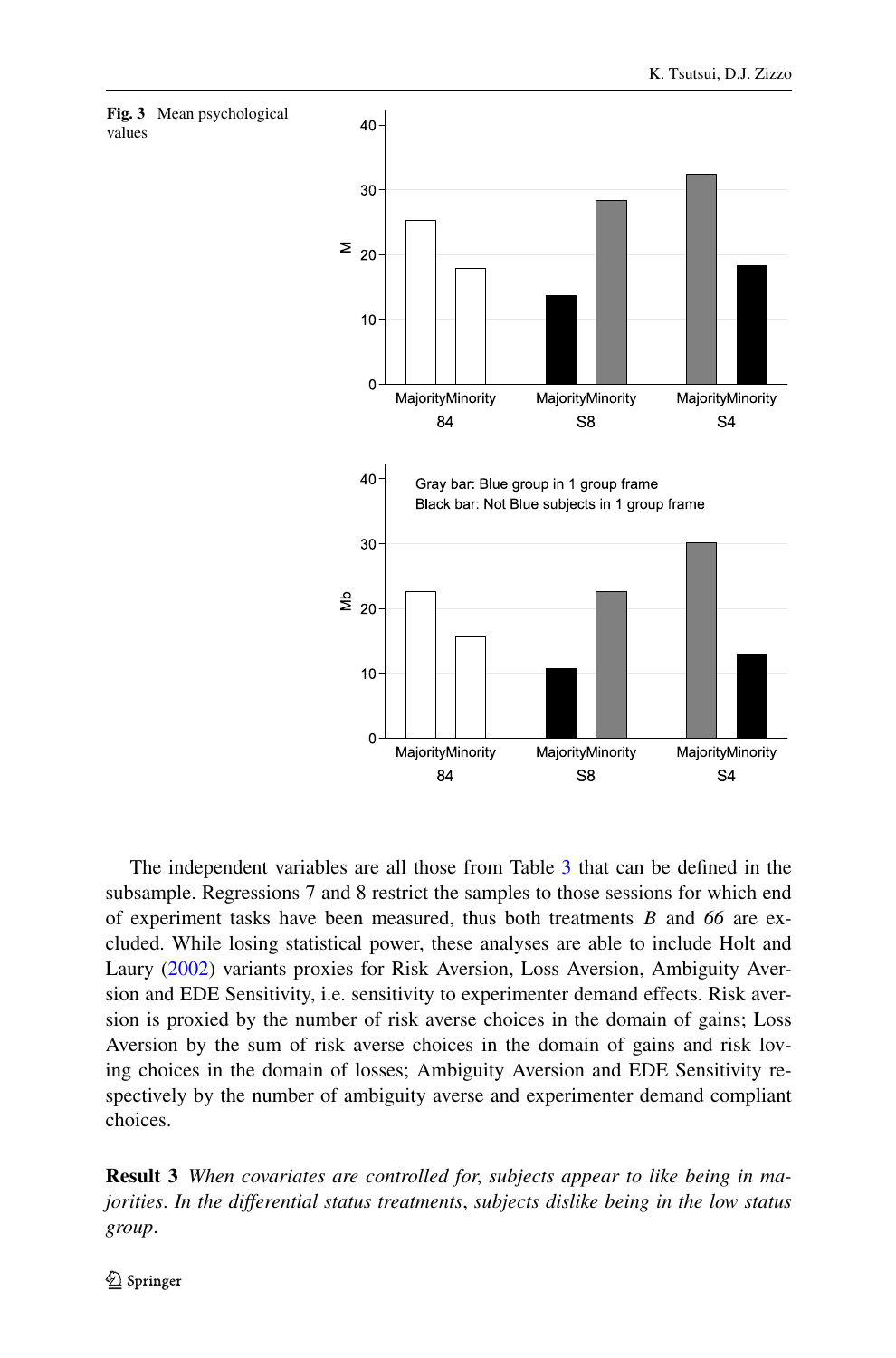**Fig. 3** Mean psychological values

The independent variables are all those from Table 3 that can be defined in the subsample. Regressions 7 and 8 restrict the samples to those sessions for which end of experiment tasks have been measured, thus both treatments *B* and *66* are excluded. While losing statistical power, these analyses are able to include Holt and Laury (2002) variants proxies for Risk Aversion, Loss Aversion, Ambiguity Aversion and EDE Sensitivity, i.e. sensitivity to experimenter demand effects. Risk aversion is proxied by the number of risk averse choices in the domain of gains; Loss Aversion by the sum of risk averse choices in the domain of gains and risk loving choices in the domain of losses; Ambiguity Aversion and EDE Sensitivity respectively by the number of ambiguity averse and experimenter demand compliant choices.

**Result 3** *When covariates are controlled for, subjects appear to like being in majorities. In the differential status treatments, subjects dislike being in the low status group.*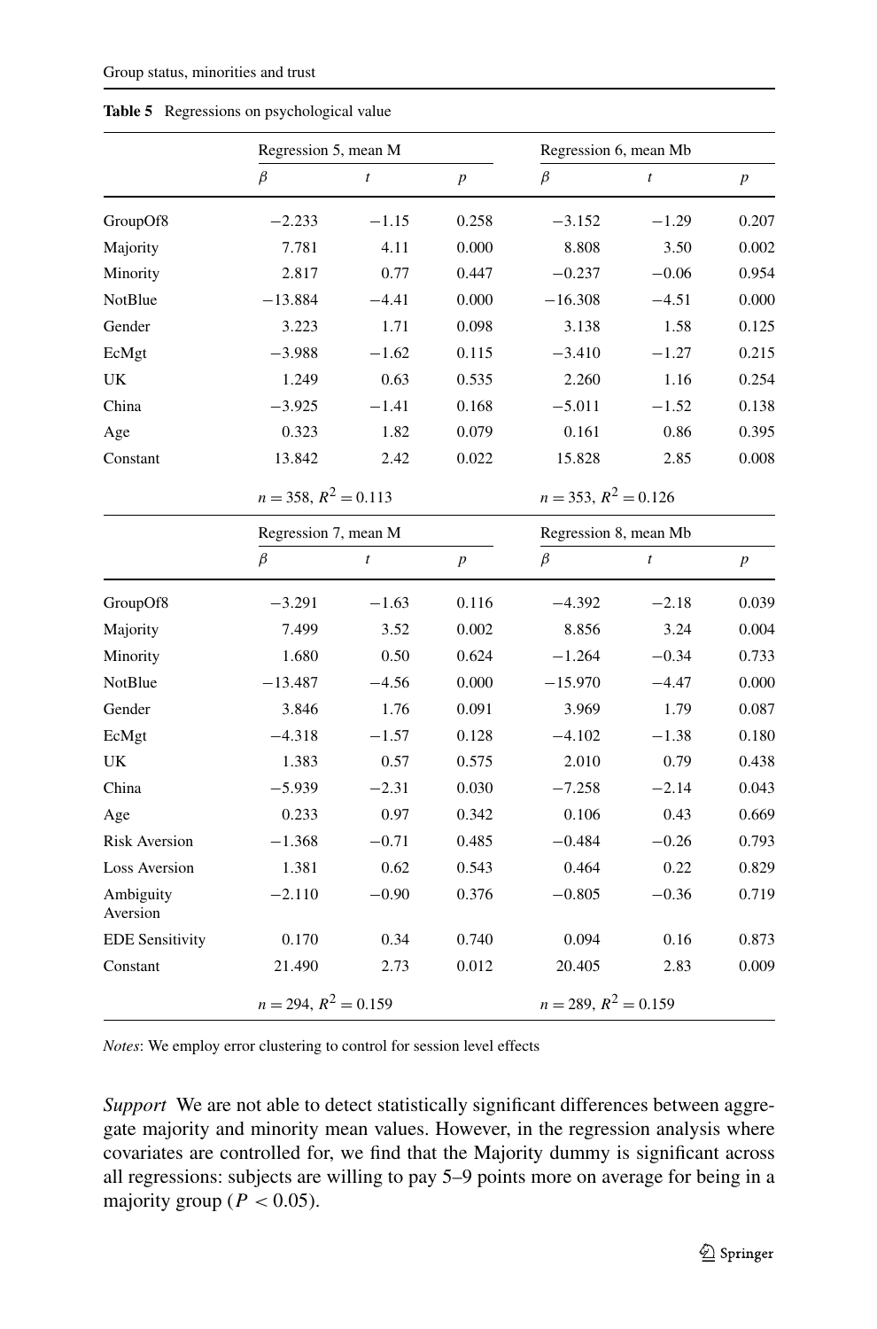**Table 5** Regressions on psychological value

| | Regression 5, mean M | | | Regression 6, mean Mb | | |
|---|---|---|---|---|---|---|
| | $\beta$ | $t$ | $p$ | $\beta$ | $t$ | $p$ |
| GroupOf8 | −2.233 | −1.15 | 0.258 | −3.152 | −1.29 | 0.207 |
| Majority | 7.781 | 4.11 | 0.000 | 8.808 | 3.50 | 0.002 |
| Minority | 2.817 | 0.77 | 0.447 | −0.237 | −0.06 | 0.954 |
| NotBlue | −13.884 | −4.41 | 0.000 | −16.308 | −4.51 | 0.000 |
| Gender | 3.223 | 1.71 | 0.098 | 3.138 | 1.58 | 0.125 |
| EcMgt | −3.988 | −1.62 | 0.115 | −3.410 | −1.27 | 0.215 |
| UK | 1.249 | 0.63 | 0.535 | 2.260 | 1.16 | 0.254 |
| China | −3.925 | −1.41 | 0.168 | −5.011 | −1.52 | 0.138 |
| Age | 0.323 | 1.82 | 0.079 | 0.161 | 0.86 | 0.395 |
| Constant | 13.842 | 2.42 | 0.022 | 15.828 | 2.85 | 0.008 |
| | $n = 358$, $R^2 = 0.113$ | | | $n = 353$, $R^2 = 0.126$ | | |

| | Regression 7, mean M | | | Regression 8, mean Mb | | |
|---|---|---|---|---|---|---|
| | $\beta$ | $t$ | $p$ | $\beta$ | $t$ | $p$ |
| GroupOf8 | −3.291 | −1.63 | 0.116 | −4.392 | −2.18 | 0.039 |
| Majority | 7.499 | 3.52 | 0.002 | 8.856 | 3.24 | 0.004 |
| Minority | 1.680 | 0.50 | 0.624 | −1.264 | −0.34 | 0.733 |
| NotBlue | −13.487 | −4.56 | 0.000 | −15.970 | −4.47 | 0.000 |
| Gender | 3.846 | 1.76 | 0.091 | 3.969 | 1.79 | 0.087 |
| EcMgt | −4.318 | −1.57 | 0.128 | −4.102 | −1.38 | 0.180 |
| UK | 1.383 | 0.57 | 0.575 | 2.010 | 0.79 | 0.438 |
| China | −5.939 | −2.31 | 0.030 | −7.258 | −2.14 | 0.043 |
| Age | 0.233 | 0.97 | 0.342 | 0.106 | 0.43 | 0.669 |
| Risk Aversion | −1.368 | −0.71 | 0.485 | −0.484 | −0.26 | 0.793 |
| Loss Aversion | 1.381 | 0.62 | 0.543 | 0.464 | 0.22 | 0.829 |
| Ambiguity Aversion | −2.110 | −0.90 | 0.376 | −0.805 | −0.36 | 0.719 |
| EDE Sensitivity | 0.170 | 0.34 | 0.740 | 0.094 | 0.16 | 0.873 |
| Constant | 21.490 | 2.73 | 0.012 | 20.405 | 2.83 | 0.009 |
| | $n = 294$, $R^2 = 0.159$ | | | $n = 289$, $R^2 = 0.159$ | | |

*Notes*: We employ error clustering to control for session level effects

*Support* We are not able to detect statistically significant differences between aggregate majority and minority mean values. However, in the regression analysis where covariates are controlled for, we find that the Majority dummy is significant across all regressions: subjects are willing to pay 5–9 points more on average for being in a majority group ($P < 0.05$).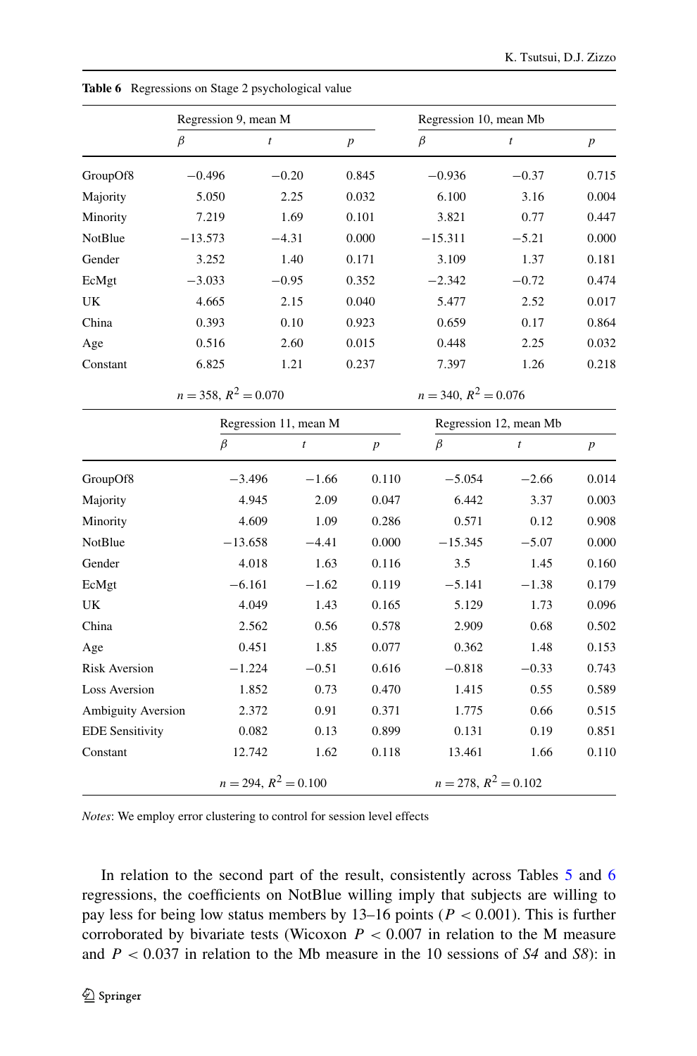**Table 6** Regressions on Stage 2 psychological value

| | Regression 9, mean M | | | Regression 10, mean Mb | | |
|---|---|---|---|---|---|---|
| | $\beta$ | $t$ | $p$ | $\beta$ | $t$ | $p$ |
| GroupOf8 | −0.496 | −0.20 | 0.845 | −0.936 | −0.37 | 0.715 |
| Majority | 5.050 | 2.25 | 0.032 | 6.100 | 3.16 | 0.004 |
| Minority | 7.219 | 1.69 | 0.101 | 3.821 | 0.77 | 0.447 |
| NotBlue | −13.573 | −4.31 | 0.000 | −15.311 | −5.21 | 0.000 |
| Gender | 3.252 | 1.40 | 0.171 | 3.109 | 1.37 | 0.181 |
| EcMgt | −3.033 | −0.95 | 0.352 | −2.342 | −0.72 | 0.474 |
| UK | 4.665 | 2.15 | 0.040 | 5.477 | 2.52 | 0.017 |
| China | 0.393 | 0.10 | 0.923 | 0.659 | 0.17 | 0.864 |
| Age | 0.516 | 2.60 | 0.015 | 0.448 | 2.25 | 0.032 |
| Constant | 6.825 | 1.21 | 0.237 | 7.397 | 1.26 | 0.218 |
| | $n = 358$, $R^2 = 0.070$ | | | $n = 340$, $R^2 = 0.076$ | | |

| | Regression 11, mean M | | | Regression 12, mean Mb | | |
|---|---|---|---|---|---|---|
| | $\beta$ | $t$ | $p$ | $\beta$ | $t$ | $p$ |
| GroupOf8 | −3.496 | −1.66 | 0.110 | −5.054 | −2.66 | 0.014 |
| Majority | 4.945 | 2.09 | 0.047 | 6.442 | 3.37 | 0.003 |
| Minority | 4.609 | 1.09 | 0.286 | 0.571 | 0.12 | 0.908 |
| NotBlue | −13.658 | −4.41 | 0.000 | −15.345 | −5.07 | 0.000 |
| Gender | 4.018 | 1.63 | 0.116 | 3.5 | 1.45 | 0.160 |
| EcMgt | −6.161 | −1.62 | 0.119 | −5.141 | −1.38 | 0.179 |
| UK | 4.049 | 1.43 | 0.165 | 5.129 | 1.73 | 0.096 |
| China | 2.562 | 0.56 | 0.578 | 2.909 | 0.68 | 0.502 |
| Age | 0.451 | 1.85 | 0.077 | 0.362 | 1.48 | 0.153 |
| Risk Aversion | −1.224 | −0.51 | 0.616 | −0.818 | −0.33 | 0.743 |
| Loss Aversion | 1.852 | 0.73 | 0.470 | 1.415 | 0.55 | 0.589 |
| Ambiguity Aversion | 2.372 | 0.91 | 0.371 | 1.775 | 0.66 | 0.515 |
| EDE Sensitivity | 0.082 | 0.13 | 0.899 | 0.131 | 0.19 | 0.851 |
| Constant | 12.742 | 1.62 | 0.118 | 13.461 | 1.66 | 0.110 |
| | $n = 294$, $R^2 = 0.100$ | | | $n = 278$, $R^2 = 0.102$ | | |

*Notes*: We employ error clustering to control for session level effects

In relation to the second part of the result, consistently across Tables 5 and 6 regressions, the coefficients on NotBlue willing imply that subjects are willing to pay less for being low status members by 13–16 points ($P < 0.001$). This is further corroborated by bivariate tests (Wicoxon $P < 0.007$ in relation to the M measure and $P < 0.037$ in relation to the Mb measure in the 10 sessions of *S4* and *S8*): in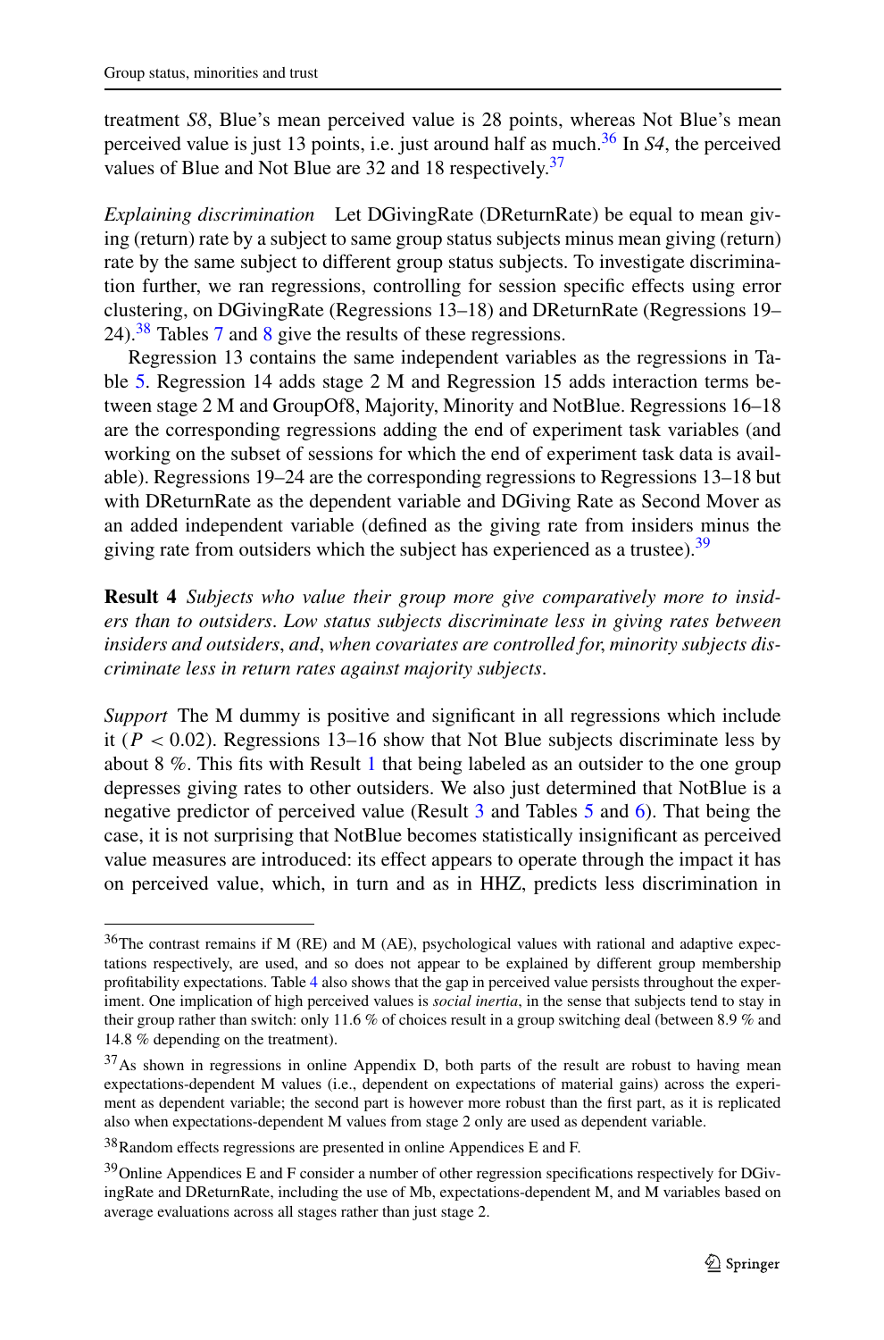treatment *S8*, Blue's mean perceived value is 28 points, whereas Not Blue's mean perceived value is just 13 points, i.e. just around half as much.[36] In *S4*, the perceived values of Blue and Not Blue are 32 and 18 respectively.[37]

*Explaining discrimination* Let DGivingRate (DReturnRate) be equal to mean giving (return) rate by a subject to same group status subjects minus mean giving (return) rate by the same subject to different group status subjects. To investigate discrimination further, we ran regressions, controlling for session specific effects using error clustering, on DGivingRate (Regressions 13–18) and DReturnRate (Regressions 19–24).[38] Tables 7 and 8 give the results of these regressions.

Regression 13 contains the same independent variables as the regressions in Table 5. Regression 14 adds stage 2 M and Regression 15 adds interaction terms between stage 2 M and GroupOf8, Majority, Minority and NotBlue. Regressions 16–18 are the corresponding regressions adding the end of experiment task variables (and working on the subset of sessions for which the end of experiment task data is available). Regressions 19–24 are the corresponding regressions to Regressions 13–18 but with DReturnRate as the dependent variable and DGiving Rate as Second Mover as an added independent variable (defined as the giving rate from insiders minus the giving rate from outsiders which the subject has experienced as a trustee).[39]

**Result 4** *Subjects who value their group more give comparatively more to insiders than to outsiders*. *Low status subjects discriminate less in giving rates between insiders and outsiders*, *and*, *when covariates are controlled for, minority subjects discriminate less in return rates against majority subjects*.

*Support* The M dummy is positive and significant in all regressions which include it ($P < 0.02$). Regressions 13–16 show that Not Blue subjects discriminate less by about 8 %. This fits with Result 1 that being labeled as an outsider to the one group depresses giving rates to other outsiders. We also just determined that NotBlue is a negative predictor of perceived value (Result 3 and Tables 5 and 6). That being the case, it is not surprising that NotBlue becomes statistically insignificant as perceived value measures are introduced: its effect appears to operate through the impact it has on perceived value, which, in turn and as in HHZ, predicts less discrimination in

---

[36] The contrast remains if M (RE) and M (AE), psychological values with rational and adaptive expectations respectively, are used, and so does not appear to be explained by different group membership profitability expectations. Table 4 also shows that the gap in perceived value persists throughout the experiment. One implication of high perceived values is *social inertia*, in the sense that subjects tend to stay in their group rather than switch: only 11.6 % of choices result in a group switching deal (between 8.9 % and 14.8 % depending on the treatment).

[37] As shown in regressions in online Appendix D, both parts of the result are robust to having mean expectations-dependent M values (i.e., dependent on expectations of material gains) across the experiment as dependent variable; the second part is however more robust than the first part, as it is replicated also when expectations-dependent M values from stage 2 only are used as dependent variable.

[38] Random effects regressions are presented in online Appendices E and F.

[39] Online Appendices E and F consider a number of other regression specifications respectively for DGivingRate and DReturnRate, including the use of Mb, expectations-dependent M, and M variables based on average evaluations across all stages rather than just stage 2.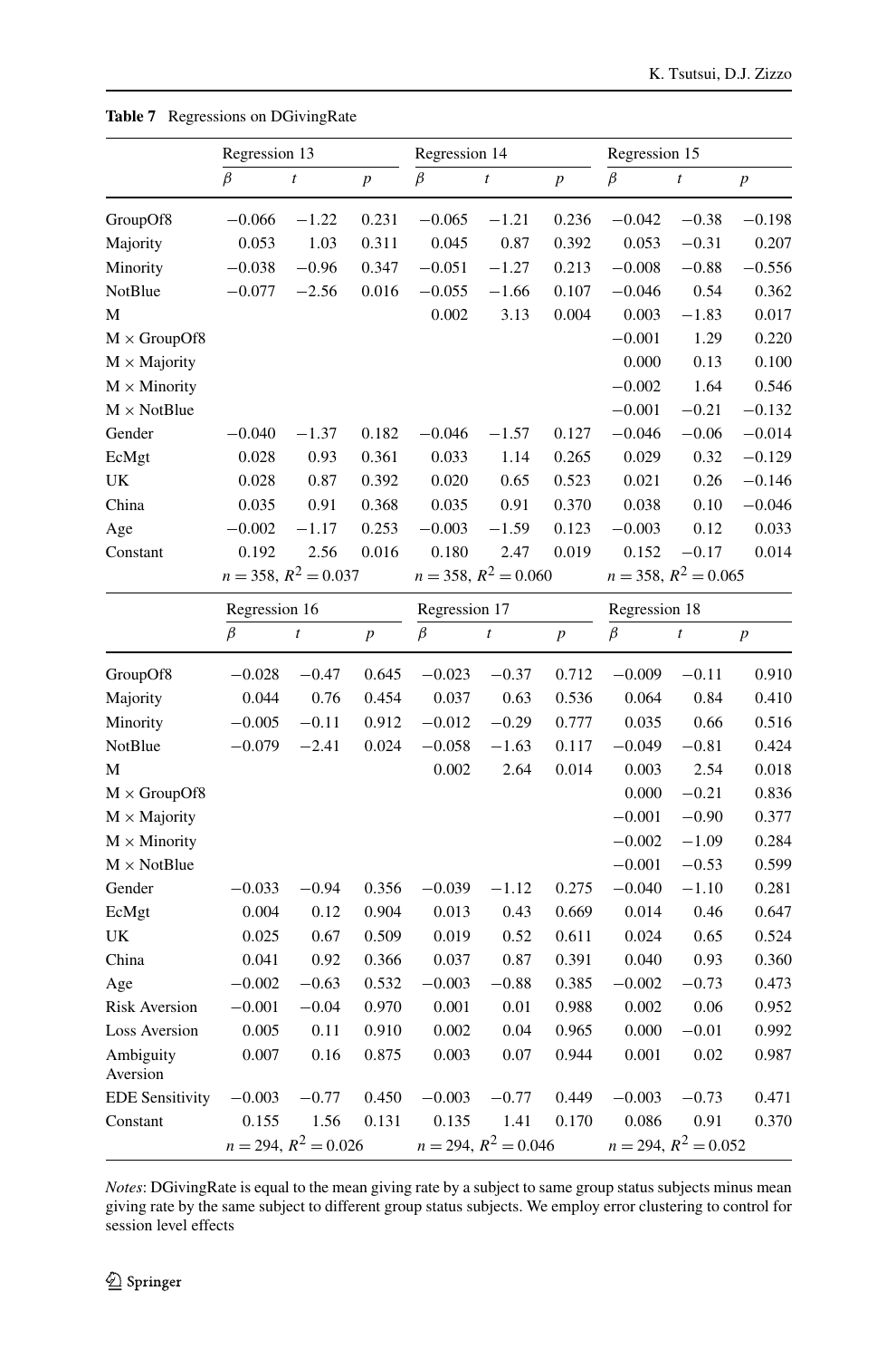**Table 7** Regressions on DGivingRate

| | Regression 13 | | | Regression 14 | | | Regression 15 | | |
|---|---|---|---|---|---|---|---|---|---|
| | $\beta$ | $t$ | $p$ | $\beta$ | $t$ | $p$ | $\beta$ | $t$ | $p$ |
| GroupOf8 | −0.066 | −1.22 | 0.231 | −0.065 | −1.21 | 0.236 | −0.042 | −0.38 | −0.198 |
| Majority | 0.053 | 1.03 | 0.311 | 0.045 | 0.87 | 0.392 | 0.053 | −0.31 | 0.207 |
| Minority | −0.038 | −0.96 | 0.347 | −0.051 | −1.27 | 0.213 | −0.008 | −0.88 | −0.556 |
| NotBlue | −0.077 | −2.56 | 0.016 | −0.055 | −1.66 | 0.107 | −0.046 | 0.54 | 0.362 |
| M | | | | 0.002 | 3.13 | 0.004 | 0.003 | −1.83 | 0.017 |
| M × GroupOf8 | | | | | | | −0.001 | 1.29 | 0.220 |
| M × Majority | | | | | | | 0.000 | 0.13 | 0.100 |
| M × Minority | | | | | | | −0.002 | 1.64 | 0.546 |
| M × NotBlue | | | | | | | −0.001 | −0.21 | −0.132 |
| Gender | −0.040 | −1.37 | 0.182 | −0.046 | −1.57 | 0.127 | −0.046 | −0.06 | −0.014 |
| EcMgt | 0.028 | 0.93 | 0.361 | 0.033 | 1.14 | 0.265 | 0.029 | 0.32 | −0.129 |
| UK | 0.028 | 0.87 | 0.392 | 0.020 | 0.65 | 0.523 | 0.021 | 0.26 | −0.146 |
| China | 0.035 | 0.91 | 0.368 | 0.035 | 0.91 | 0.370 | 0.038 | 0.10 | −0.046 |
| Age | −0.002 | −1.17 | 0.253 | −0.003 | −1.59 | 0.123 | −0.003 | 0.12 | 0.033 |
| Constant | 0.192 | 2.56 | 0.016 | 0.180 | 2.47 | 0.019 | 0.152 | −0.17 | 0.014 |
| | $n = 358$, $R^2 = 0.037$ | | | $n = 358$, $R^2 = 0.060$ | | | $n = 358$, $R^2 = 0.065$ | | |

| | Regression 16 | | | Regression 17 | | | Regression 18 | | |
|---|---|---|---|---|---|---|---|---|---|
| | $\beta$ | $t$ | $p$ | $\beta$ | $t$ | $p$ | $\beta$ | $t$ | $p$ |
| GroupOf8 | −0.028 | −0.47 | 0.645 | −0.023 | −0.37 | 0.712 | −0.009 | −0.11 | 0.910 |
| Majority | 0.044 | 0.76 | 0.454 | 0.037 | 0.63 | 0.536 | 0.064 | 0.84 | 0.410 |
| Minority | −0.005 | −0.11 | 0.912 | −0.012 | −0.29 | 0.777 | 0.035 | 0.66 | 0.516 |
| NotBlue | −0.079 | −2.41 | 0.024 | −0.058 | −1.63 | 0.117 | −0.049 | −0.81 | 0.424 |
| M | | | | 0.002 | 2.64 | 0.014 | 0.003 | 2.54 | 0.018 |
| M × GroupOf8 | | | | | | | 0.000 | −0.21 | 0.836 |
| M × Majority | | | | | | | −0.001 | −0.90 | 0.377 |
| M × Minority | | | | | | | −0.002 | −1.09 | 0.284 |
| M × NotBlue | | | | | | | −0.001 | −0.53 | 0.599 |
| Gender | −0.033 | −0.94 | 0.356 | −0.039 | −1.12 | 0.275 | −0.040 | −1.10 | 0.281 |
| EcMgt | 0.004 | 0.12 | 0.904 | 0.013 | 0.43 | 0.669 | 0.014 | 0.46 | 0.647 |
| UK | 0.025 | 0.67 | 0.509 | 0.019 | 0.52 | 0.611 | 0.024 | 0.65 | 0.524 |
| China | 0.041 | 0.92 | 0.366 | 0.037 | 0.87 | 0.391 | 0.040 | 0.93 | 0.360 |
| Age | −0.002 | −0.63 | 0.532 | −0.003 | −0.88 | 0.385 | −0.002 | −0.73 | 0.473 |
| Risk Aversion | −0.001 | −0.04 | 0.970 | 0.001 | 0.01 | 0.988 | 0.002 | 0.06 | 0.952 |
| Loss Aversion | 0.005 | 0.11 | 0.910 | 0.002 | 0.04 | 0.965 | 0.000 | −0.01 | 0.992 |
| Ambiguity Aversion | 0.007 | 0.16 | 0.875 | 0.003 | 0.07 | 0.944 | 0.001 | 0.02 | 0.987 |
| EDE Sensitivity | −0.003 | −0.77 | 0.450 | −0.003 | −0.77 | 0.449 | −0.003 | −0.73 | 0.471 |
| Constant | 0.155 | 1.56 | 0.131 | 0.135 | 1.41 | 0.170 | 0.086 | 0.91 | 0.370 |
| | $n = 294$, $R^2 = 0.026$ | | | $n = 294$, $R^2 = 0.046$ | | | $n = 294$, $R^2 = 0.052$ | | |

*Notes*: DGivingRate is equal to the mean giving rate by a subject to same group status subjects minus mean giving rate by the same subject to different group status subjects. We employ error clustering to control for session level effects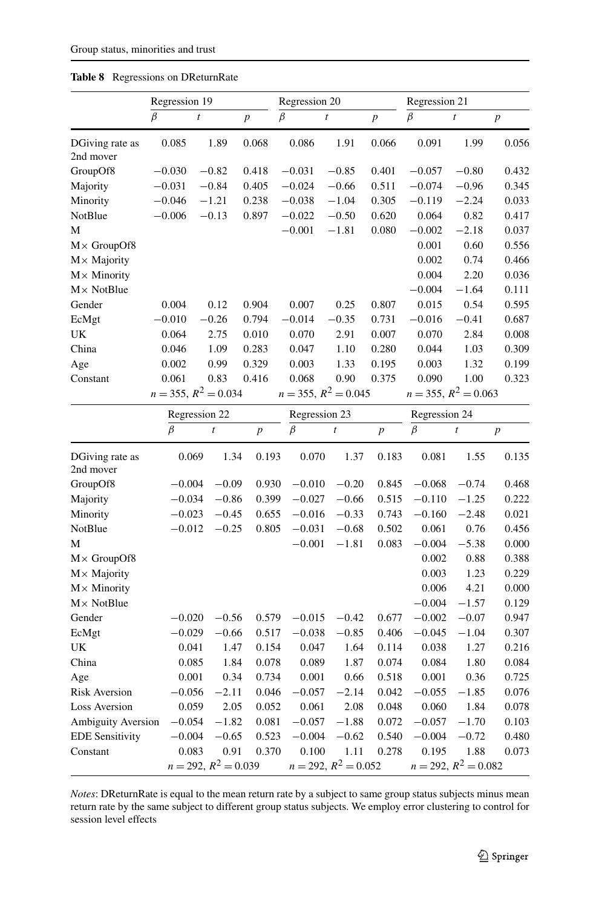**Table 8** Regressions on DReturnRate

| | Regression 19 | | | Regression 20 | | | Regression 21 | | |
|---|---|---|---|---|---|---|---|---|---|
| | $\beta$ | $t$ | $p$ | $\beta$ | $t$ | $p$ | $\beta$ | $t$ | $p$ |
| DGiving rate as 2nd mover | 0.085 | 1.89 | 0.068 | 0.086 | 1.91 | 0.066 | 0.091 | 1.99 | 0.056 |
| GroupOf8 | −0.030 | −0.82 | 0.418 | −0.031 | −0.85 | 0.401 | −0.057 | −0.80 | 0.432 |
| Majority | −0.031 | −0.84 | 0.405 | −0.024 | −0.66 | 0.511 | −0.074 | −0.96 | 0.345 |
| Minority | −0.046 | −1.21 | 0.238 | −0.038 | −1.04 | 0.305 | −0.119 | −2.24 | 0.033 |
| NotBlue | −0.006 | −0.13 | 0.897 | −0.022 | −0.50 | 0.620 | 0.064 | 0.82 | 0.417 |
| M | | | | −0.001 | −1.81 | 0.080 | −0.002 | −2.18 | 0.037 |
| M× GroupOf8 | | | | | | | 0.001 | 0.60 | 0.556 |
| M× Majority | | | | | | | 0.002 | 0.74 | 0.466 |
| M× Minority | | | | | | | 0.004 | 2.20 | 0.036 |
| M× NotBlue | | | | | | | −0.004 | −1.64 | 0.111 |
| Gender | 0.004 | 0.12 | 0.904 | 0.007 | 0.25 | 0.807 | 0.015 | 0.54 | 0.595 |
| EcMgt | −0.010 | −0.26 | 0.794 | −0.014 | −0.35 | 0.731 | −0.016 | −0.41 | 0.687 |
| UK | 0.064 | 2.75 | 0.010 | 0.070 | 2.91 | 0.007 | 0.070 | 2.84 | 0.008 |
| China | 0.046 | 1.09 | 0.283 | 0.047 | 1.10 | 0.280 | 0.044 | 1.03 | 0.309 |
| Age | 0.002 | 0.99 | 0.329 | 0.003 | 1.33 | 0.195 | 0.003 | 1.32 | 0.199 |
| Constant | 0.061 | 0.83 | 0.416 | 0.068 | 0.90 | 0.375 | 0.090 | 1.00 | 0.323 |
| | $n = 355$, $R^2 = 0.034$ | | | $n = 355$, $R^2 = 0.045$ | | | $n = 355$, $R^2 = 0.063$ | | |

| | Regression 22 | | | Regression 23 | | | Regression 24 | | |
|---|---|---|---|---|---|---|---|---|---|
| | $\beta$ | $t$ | $p$ | $\beta$ | $t$ | $p$ | $\beta$ | $t$ | $p$ |
| DGiving rate as 2nd mover | 0.069 | 1.34 | 0.193 | 0.070 | 1.37 | 0.183 | 0.081 | 1.55 | 0.135 |
| GroupOf8 | −0.004 | −0.09 | 0.930 | −0.010 | −0.20 | 0.845 | −0.068 | −0.74 | 0.468 |
| Majority | −0.034 | −0.86 | 0.399 | −0.027 | −0.66 | 0.515 | −0.110 | −1.25 | 0.222 |
| Minority | −0.023 | −0.45 | 0.655 | −0.016 | −0.33 | 0.743 | −0.160 | −2.48 | 0.021 |
| NotBlue | −0.012 | −0.25 | 0.805 | −0.031 | −0.68 | 0.502 | 0.061 | 0.76 | 0.456 |
| M | | | | −0.001 | −1.81 | 0.083 | −0.004 | −5.38 | 0.000 |
| M× GroupOf8 | | | | | | | 0.002 | 0.88 | 0.388 |
| M× Majority | | | | | | | 0.003 | 1.23 | 0.229 |
| M× Minority | | | | | | | 0.006 | 4.21 | 0.000 |
| M× NotBlue | | | | | | | −0.004 | −1.57 | 0.129 |
| Gender | −0.020 | −0.56 | 0.579 | −0.015 | −0.42 | 0.677 | −0.002 | −0.07 | 0.947 |
| EcMgt | −0.029 | −0.66 | 0.517 | −0.038 | −0.85 | 0.406 | −0.045 | −1.04 | 0.307 |
| UK | 0.041 | 1.47 | 0.154 | 0.047 | 1.64 | 0.114 | 0.038 | 1.27 | 0.216 |
| China | 0.085 | 1.84 | 0.078 | 0.089 | 1.87 | 0.074 | 0.084 | 1.80 | 0.084 |
| Age | 0.001 | 0.34 | 0.734 | 0.001 | 0.66 | 0.518 | 0.001 | 0.36 | 0.725 |
| Risk Aversion | −0.056 | −2.11 | 0.046 | −0.057 | −2.14 | 0.042 | −0.055 | −1.85 | 0.076 |
| Loss Aversion | 0.059 | 2.05 | 0.052 | 0.061 | 2.08 | 0.048 | 0.060 | 1.84 | 0.078 |
| Ambiguity Aversion | −0.054 | −1.82 | 0.081 | −0.057 | −1.88 | 0.072 | −0.057 | −1.70 | 0.103 |
| EDE Sensitivity | −0.004 | −0.65 | 0.523 | −0.004 | −0.62 | 0.540 | −0.004 | −0.72 | 0.480 |
| Constant | 0.083 | 0.91 | 0.370 | 0.100 | 1.11 | 0.278 | 0.195 | 1.88 | 0.073 |
| | $n = 292$, $R^2 = 0.039$ | | | $n = 292$, $R^2 = 0.052$ | | | $n = 292$, $R^2 = 0.082$ | | |

*Notes*: DReturnRate is equal to the mean return rate by a subject to same group status subjects minus mean return rate by the same subject to different group status subjects. We employ error clustering to control for session level effects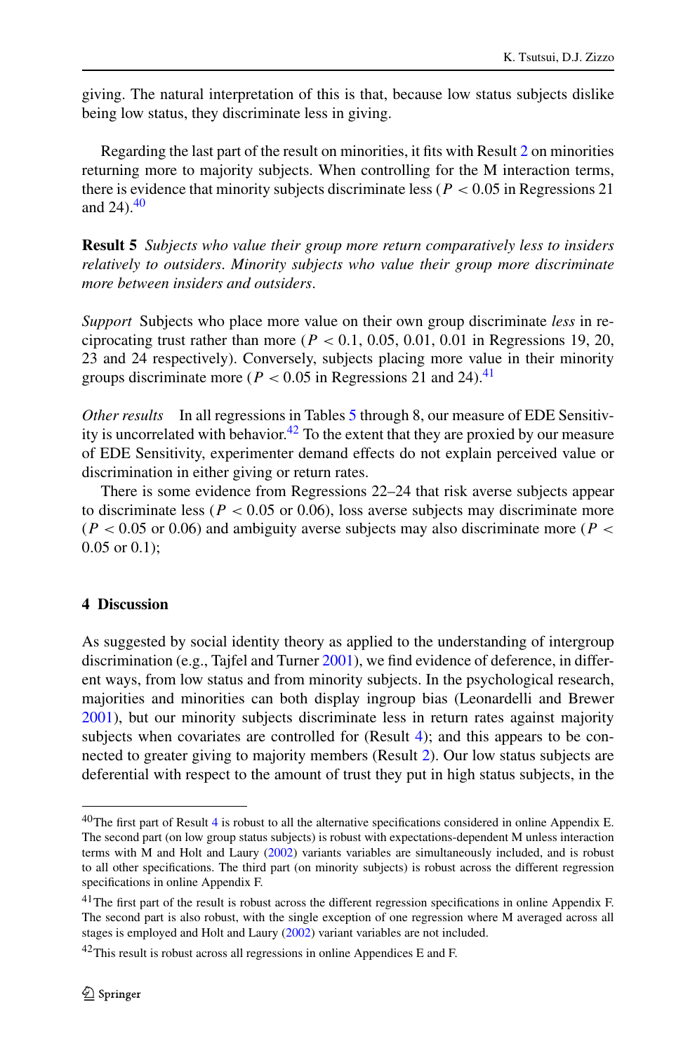giving. The natural interpretation of this is that, because low status subjects dislike being low status, they discriminate less in giving.

Regarding the last part of the result on minorities, it fits with Result 2 on minorities returning more to majority subjects. When controlling for the M interaction terms, there is evidence that minority subjects discriminate less ($P < 0.05$ in Regressions 21 and 24).[40]

**Result 5** *Subjects who value their group more return comparatively less to insiders relatively to outsiders. Minority subjects who value their group more discriminate more between insiders and outsiders.*

*Support* Subjects who place more value on their own group discriminate *less* in reciprocating trust rather than more ($P < 0.1$, 0.05, 0.01, 0.01 in Regressions 19, 20, 23 and 24 respectively). Conversely, subjects placing more value in their minority groups discriminate more ($P < 0.05$ in Regressions 21 and 24).[41]

*Other results* In all regressions in Tables 5 through 8, our measure of EDE Sensitivity is uncorrelated with behavior.[42] To the extent that they are proxied by our measure of EDE Sensitivity, experimenter demand effects do not explain perceived value or discrimination in either giving or return rates.

There is some evidence from Regressions 22–24 that risk averse subjects appear to discriminate less ($P < 0.05$ or 0.06), loss averse subjects may discriminate more ($P < 0.05$ or 0.06) and ambiguity averse subjects may also discriminate more ($P < 0.05$ or 0.1);

## 4 Discussion

As suggested by social identity theory as applied to the understanding of intergroup discrimination (e.g., Tajfel and Turner 2001), we find evidence of deference, in different ways, from low status and from minority subjects. In the psychological research, majorities and minorities can both display ingroup bias (Leonardelli and Brewer 2001), but our minority subjects discriminate less in return rates against majority subjects when covariates are controlled for (Result 4); and this appears to be connected to greater giving to majority members (Result 2). Our low status subjects are deferential with respect to the amount of trust they put in high status subjects, in the

---

[40] The first part of Result 4 is robust to all the alternative specifications considered in online Appendix E. The second part (on low group status subjects) is robust with expectations-dependent M unless interaction terms with M and Holt and Laury (2002) variants variables are simultaneously included, and is robust to all other specifications. The third part (on minority subjects) is robust across the different regression specifications in online Appendix F.

[41] The first part of the result is robust across the different regression specifications in online Appendix F. The second part is also robust, with the single exception of one regression where M averaged across all stages is employed and Holt and Laury (2002) variant variables are not included.

[42] This result is robust across all regressions in online Appendices E and F.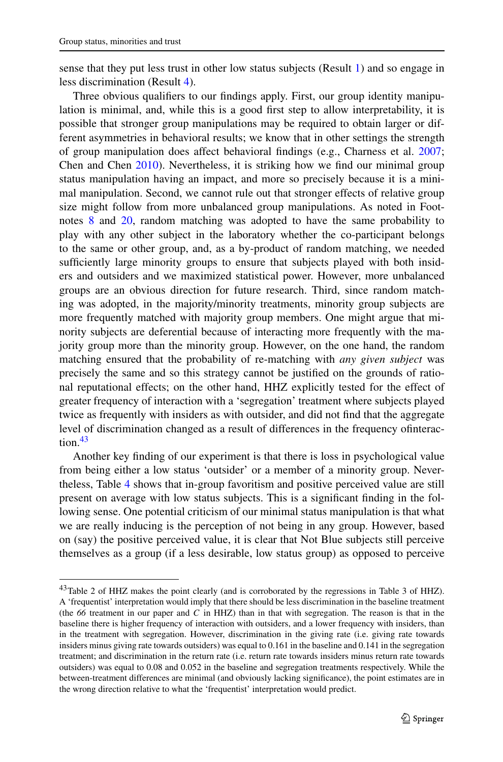sense that they put less trust in other low status subjects (Result 1) and so engage in less discrimination (Result 4).

Three obvious qualifiers to our findings apply. First, our group identity manipulation is minimal, and, while this is a good first step to allow interpretability, it is possible that stronger group manipulations may be required to obtain larger or different asymmetries in behavioral results; we know that in other settings the strength of group manipulation does affect behavioral findings (e.g., Charness et al. 2007; Chen and Chen 2010). Nevertheless, it is striking how we find our minimal group status manipulation having an impact, and more so precisely because it is a minimal manipulation. Second, we cannot rule out that stronger effects of relative group size might follow from more unbalanced group manipulations. As noted in Footnotes 8 and 20, random matching was adopted to have the same probability to play with any other subject in the laboratory whether the co-participant belongs to the same or other group, and, as a by-product of random matching, we needed sufficiently large minority groups to ensure that subjects played with both insiders and outsiders and we maximized statistical power. However, more unbalanced groups are an obvious direction for future research. Third, since random matching was adopted, in the majority/minority treatments, minority group subjects are more frequently matched with majority group members. One might argue that minority subjects are deferential because of interacting more frequently with the majority group more than the minority group. However, on the one hand, the random matching ensured that the probability of re-matching with *any given subject* was precisely the same and so this strategy cannot be justified on the grounds of rational reputational effects; on the other hand, HHZ explicitly tested for the effect of greater frequency of interaction with a 'segregation' treatment where subjects played twice as frequently with insiders as with outsider, and did not find that the aggregate level of discrimination changed as a result of differences in the frequency ofinteraction.[43]

Another key finding of our experiment is that there is loss in psychological value from being either a low status 'outsider' or a member of a minority group. Nevertheless, Table 4 shows that in-group favoritism and positive perceived value are still present on average with low status subjects. This is a significant finding in the following sense. One potential criticism of our minimal status manipulation is that what we are really inducing is the perception of not being in any group. However, based on (say) the positive perceived value, it is clear that Not Blue subjects still perceive themselves as a group (if a less desirable, low status group) as opposed to perceive

---

[43] Table 2 of HHZ makes the point clearly (and is corroborated by the regressions in Table 3 of HHZ). A 'frequentist' interpretation would imply that there should be less discrimination in the baseline treatment (the *66* treatment in our paper and *C* in HHZ) than in that with segregation. The reason is that in the baseline there is higher frequency of interaction with outsiders, and a lower frequency with insiders, than in the treatment with segregation. However, discrimination in the giving rate (i.e. giving rate towards insiders minus giving rate towards outsiders) was equal to 0.161 in the baseline and 0.141 in the segregation treatment; and discrimination in the return rate (i.e. return rate towards insiders minus return rate towards outsiders) was equal to 0.08 and 0.052 in the baseline and segregation treatments respectively. While the between-treatment differences are minimal (and obviously lacking significance), the point estimates are in the wrong direction relative to what the 'frequentist' interpretation would predict.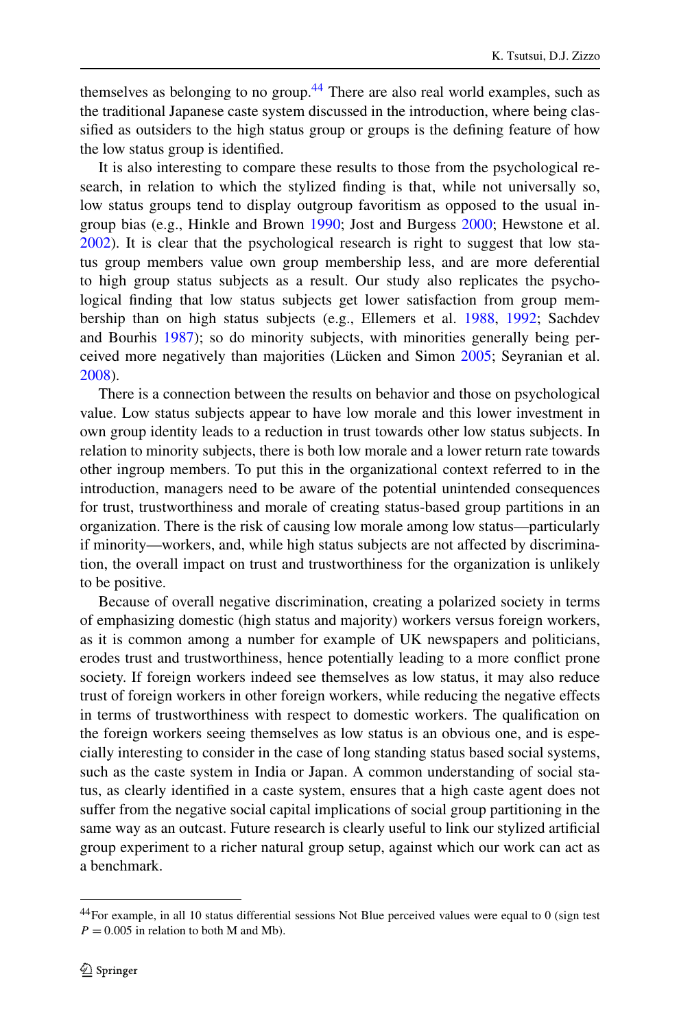themselves as belonging to no group.[44] There are also real world examples, such as the traditional Japanese caste system discussed in the introduction, where being classified as outsiders to the high status group or groups is the defining feature of how the low status group is identified.

It is also interesting to compare these results to those from the psychological research, in relation to which the stylized finding is that, while not universally so, low status groups tend to display outgroup favoritism as opposed to the usual ingroup bias (e.g., Hinkle and Brown 1990; Jost and Burgess 2000; Hewstone et al. 2002). It is clear that the psychological research is right to suggest that low status group members value own group membership less, and are more deferential to high group status subjects as a result. Our study also replicates the psychological finding that low status subjects get lower satisfaction from group membership than on high status subjects (e.g., Ellemers et al. 1988, 1992; Sachdev and Bourhis 1987); so do minority subjects, with minorities generally being perceived more negatively than majorities (Lücken and Simon 2005; Seyranian et al. 2008).

There is a connection between the results on behavior and those on psychological value. Low status subjects appear to have low morale and this lower investment in own group identity leads to a reduction in trust towards other low status subjects. In relation to minority subjects, there is both low morale and a lower return rate towards other ingroup members. To put this in the organizational context referred to in the introduction, managers need to be aware of the potential unintended consequences for trust, trustworthiness and morale of creating status-based group partitions in an organization. There is the risk of causing low morale among low status—particularly if minority—workers, and, while high status subjects are not affected by discrimination, the overall impact on trust and trustworthiness for the organization is unlikely to be positive.

Because of overall negative discrimination, creating a polarized society in terms of emphasizing domestic (high status and majority) workers versus foreign workers, as it is common among a number for example of UK newspapers and politicians, erodes trust and trustworthiness, hence potentially leading to a more conflict prone society. If foreign workers indeed see themselves as low status, it may also reduce trust of foreign workers in other foreign workers, while reducing the negative effects in terms of trustworthiness with respect to domestic workers. The qualification on the foreign workers seeing themselves as low status is an obvious one, and is especially interesting to consider in the case of long standing status based social systems, such as the caste system in India or Japan. A common understanding of social status, as clearly identified in a caste system, ensures that a high caste agent does not suffer from the negative social capital implications of social group partitioning in the same way as an outcast. Future research is clearly useful to link our stylized artificial group experiment to a richer natural group setup, against which our work can act as a benchmark.

---

[44] For example, in all 10 status differential sessions Not Blue perceived values were equal to 0 (sign test $P = 0.005$ in relation to both M and Mb).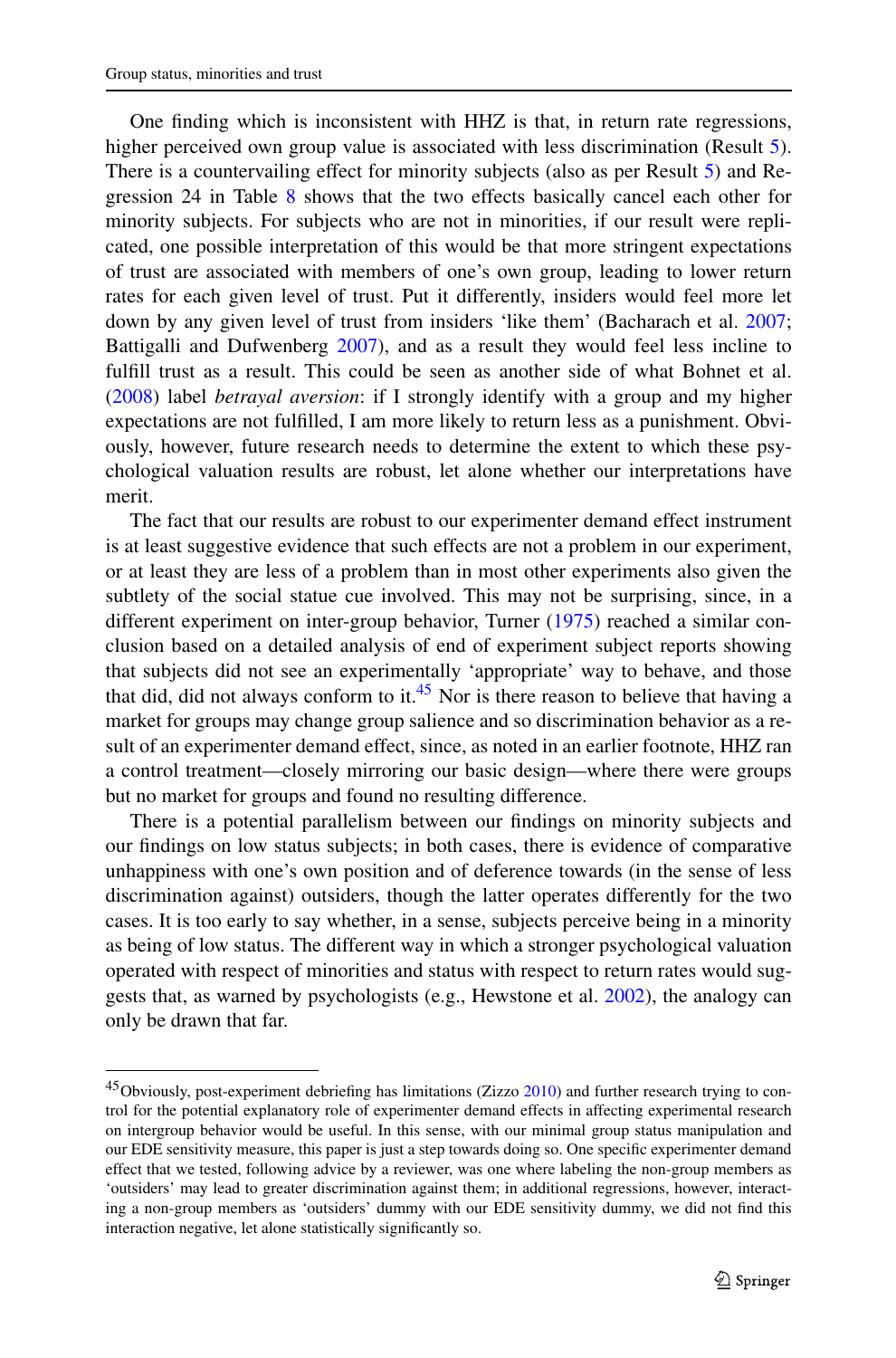One finding which is inconsistent with HHZ is that, in return rate regressions, higher perceived own group value is associated with less discrimination (Result 5). There is a countervailing effect for minority subjects (also as per Result 5) and Regression 24 in Table 8 shows that the two effects basically cancel each other for minority subjects. For subjects who are not in minorities, if our result were replicated, one possible interpretation of this would be that more stringent expectations of trust are associated with members of one's own group, leading to lower return rates for each given level of trust. Put it differently, insiders would feel more let down by any given level of trust from insiders 'like them' (Bacharach et al. 2007; Battigalli and Dufwenberg 2007), and as a result they would feel less incline to fulfill trust as a result. This could be seen as another side of what Bohnet et al. (2008) label *betrayal aversion*: if I strongly identify with a group and my higher expectations are not fulfilled, I am more likely to return less as a punishment. Obviously, however, future research needs to determine the extent to which these psychological valuation results are robust, let alone whether our interpretations have merit.

The fact that our results are robust to our experimenter demand effect instrument is at least suggestive evidence that such effects are not a problem in our experiment, or at least they are less of a problem than in most other experiments also given the subtlety of the social statue cue involved. This may not be surprising, since, in a different experiment on inter-group behavior, Turner (1975) reached a similar conclusion based on a detailed analysis of end of experiment subject reports showing that subjects did not see an experimentally 'appropriate' way to behave, and those that did, did not always conform to it.[45] Nor is there reason to believe that having a market for groups may change group salience and so discrimination behavior as a result of an experimenter demand effect, since, as noted in an earlier footnote, HHZ ran a control treatment—closely mirroring our basic design—where there were groups but no market for groups and found no resulting difference.

There is a potential parallelism between our findings on minority subjects and our findings on low status subjects; in both cases, there is evidence of comparative unhappiness with one's own position and of deference towards (in the sense of less discrimination against) outsiders, though the latter operates differently for the two cases. It is too early to say whether, in a sense, subjects perceive being in a minority as being of low status. The different way in which a stronger psychological valuation operated with respect of minorities and status with respect to return rates would suggests that, as warned by psychologists (e.g., Hewstone et al. 2002), the analogy can only be drawn that far.

[45] Obviously, post-experiment debriefing has limitations (Zizzo 2010) and further research trying to control for the potential explanatory role of experimenter demand effects in affecting experimental research on intergroup behavior would be useful. In this sense, with our minimal group status manipulation and our EDE sensitivity measure, this paper is just a step towards doing so. One specific experimenter demand effect that we tested, following advice by a reviewer, was one where labeling the non-group members as 'outsiders' may lead to greater discrimination against them; in additional regressions, however, interacting a non-group members as 'outsiders' dummy with our EDE sensitivity dummy, we did not find this interaction negative, let alone statistically significantly so.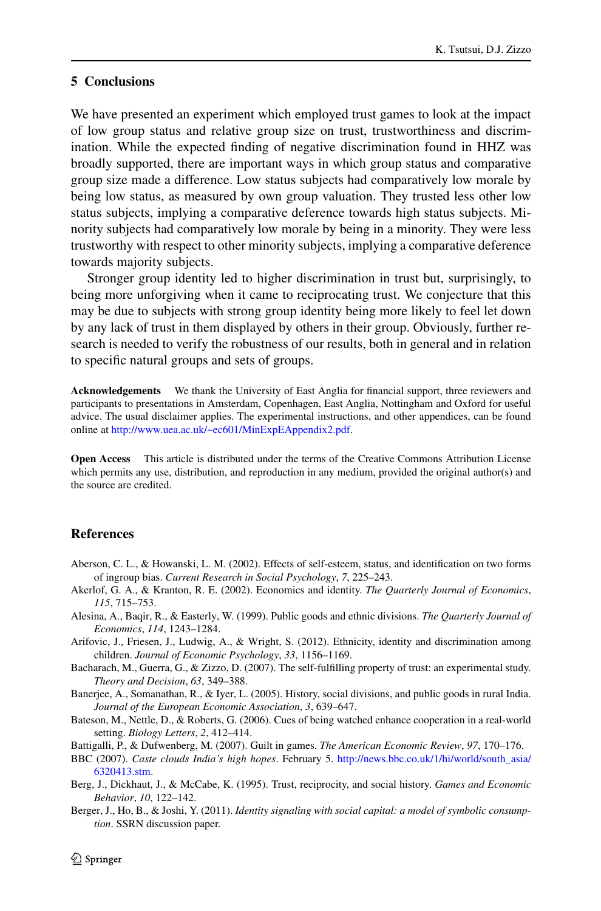## 5 Conclusions

We have presented an experiment which employed trust games to look at the impact of low group status and relative group size on trust, trustworthiness and discrimination. While the expected finding of negative discrimination found in HHZ was broadly supported, there are important ways in which group status and comparative group size made a difference. Low status subjects had comparatively low morale by being low status, as measured by own group valuation. They trusted less other low status subjects, implying a comparative deference towards high status subjects. Minority subjects had comparatively low morale by being in a minority. They were less trustworthy with respect to other minority subjects, implying a comparative deference towards majority subjects.

Stronger group identity led to higher discrimination in trust but, surprisingly, to being more unforgiving when it came to reciprocating trust. We conjecture that this may be due to subjects with strong group identity being more likely to feel let down by any lack of trust in them displayed by others in their group. Obviously, further research is needed to verify the robustness of our results, both in general and in relation to specific natural groups and sets of groups.

**Acknowledgements** We thank the University of East Anglia for financial support, three reviewers and participants to presentations in Amsterdam, Copenhagen, East Anglia, Nottingham and Oxford for useful advice. The usual disclaimer applies. The experimental instructions, and other appendices, can be found online at http://www.uea.ac.uk/~ec601/MinExpEAppendix2.pdf.

**Open Access** This article is distributed under the terms of the Creative Commons Attribution License which permits any use, distribution, and reproduction in any medium, provided the original author(s) and the source are credited.

## References

Aberson, C. L., & Howanski, L. M. (2002). Effects of self-esteem, status, and identification on two forms of ingroup bias. *Current Research in Social Psychology*, *7*, 225–243.

Akerlof, G. A., & Kranton, R. E. (2002). Economics and identity. *The Quarterly Journal of Economics*, *115*, 715–753.

Alesina, A., Baqir, R., & Easterly, W. (1999). Public goods and ethnic divisions. *The Quarterly Journal of Economics*, *114*, 1243–1284.

Arifovic, J., Friesen, J., Ludwig, A., & Wright, S. (2012). Ethnicity, identity and discrimination among children. *Journal of Economic Psychology*, *33*, 1156–1169.

Bacharach, M., Guerra, G., & Zizzo, D. (2007). The self-fulfilling property of trust: an experimental study. *Theory and Decision*, *63*, 349–388.

Banerjee, A., Somanathan, R., & Iyer, L. (2005). History, social divisions, and public goods in rural India. *Journal of the European Economic Association*, *3*, 639–647.

Bateson, M., Nettle, D., & Roberts, G. (2006). Cues of being watched enhance cooperation in a real-world setting. *Biology Letters*, *2*, 412–414.

Battigalli, P., & Dufwenberg, M. (2007). Guilt in games. *The American Economic Review*, *97*, 170–176.

BBC (2007). *Caste clouds India's high hopes*. February 5. http://news.bbc.co.uk/1/hi/world/south_asia/6320413.stm.

Berg, J., Dickhaut, J., & McCabe, K. (1995). Trust, reciprocity, and social history. *Games and Economic Behavior*, *10*, 122–142.

Berger, J., Ho, B., & Joshi, Y. (2011). *Identity signaling with social capital: a model of symbolic consumption*. SSRN discussion paper.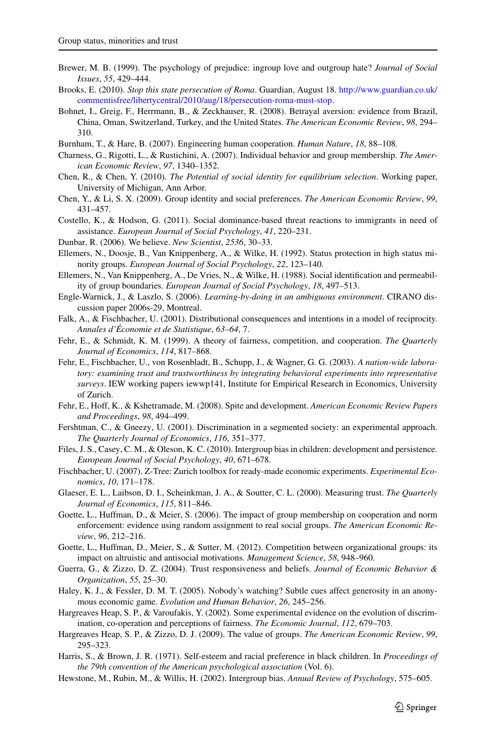Brewer, M. B. (1999). The psychology of prejudice: ingroup love and outgroup hate? *Journal of Social Issues*, *55*, 429–444.

Brooks, E. (2010). *Stop this state persecution of Roma*. Guardian, August 18. http://www.guardian.co.uk/commentisfree/libertycentral/2010/aug/18/persecution-roma-must-stop.

Bohnet, I., Greig, F., Herrmann, B., & Zeckhauser, R. (2008). Betrayal aversion: evidence from Brazil, China, Oman, Switzerland, Turkey, and the United States. *The American Economic Review*, *98*, 294–310.

Burnham, T., & Hare, B. (2007). Engineering human cooperation. *Human Nature*, *18*, 88–108.

Charness, G., Rigotti, L., & Rustichini, A. (2007). Individual behavior and group membership. *The American Economic Review*, *97*, 1340–1352.

Chen, R., & Chen, Y. (2010). *The Potential of social identity for equilibrium selection*. Working paper, University of Michigan, Ann Arbor.

Chen, Y., & Li, S. X. (2009). Group identity and social preferences. *The American Economic Review*, *99*, 431–457.

Costello, K., & Hodson, G. (2011). Social dominance-based threat reactions to immigrants in need of assistance. *European Journal of Social Psychology*, *41*, 220–231.

Dunbar, R. (2006). We believe. *New Scientist*, *2536*, 30–33.

Ellemers, N., Doosje, B., Van Knippenberg, A., & Wilke, H. (1992). Status protection in high status minority groups. *European Journal of Social Psychology*, *22*, 123–140.

Ellemers, N., Van Knippenberg, A., De Vries, N., & Wilke, H. (1988). Social identification and permeability of group boundaries. *European Journal of Social Psychology*, *18*, 497–513.

Engle-Warnick, J., & Laszlo, S. (2006). *Learning-by-doing in an ambiguous environment*. CIRANO discussion paper 2006s-29, Montreal.

Falk, A., & Fischbacher, U. (2001). Distributional consequences and intentions in a model of reciprocity. *Annales d'Économie et de Statistique*, *63–64*, 7.

Fehr, E., & Schmidt, K. M. (1999). A theory of fairness, competition, and cooperation. *The Quarterly Journal of Economics*, *114*, 817–868.

Fehr, E., Fischbacher, U., von Rosenbladt, B., Schupp, J., & Wagner, G. G. (2003). *A nation-wide laboratory: examining trust and trustworthiness by integrating behavioral experiments into representative surveys*. IEW working papers iewwp141, Institute for Empirical Research in Economics, University of Zurich.

Fehr, E., Hoff, K., & Kshetramade, M. (2008). Spite and development. *American Economic Review Papers and Proceedings*, *98*, 494–499.

Fershtman, C., & Gneezy, U. (2001). Discrimination in a segmented society: an experimental approach. *The Quarterly Journal of Economics*, *116*, 351–377.

Files, J. S., Casey, C. M., & Oleson, K. C. (2010). Intergroup bias in children: development and persistence. *European Journal of Social Psychology*, *40*, 671–678.

Fischbacher, U. (2007). Z-Tree: Zurich toolbox for ready-made economic experiments. *Experimental Economics*, *10*, 171–178.

Glaeser, E. L., Laibson, D. I., Scheinkman, J. A., & Soutter, C. L. (2000). Measuring trust. *The Quarterly Journal of Economics*, *115*, 811–846.

Goette, L., Huffman, D., & Meier, S. (2006). The impact of group membership on cooperation and norm enforcement: evidence using random assignment to real social groups. *The American Economic Review*, *96*, 212–216.

Goette, L., Huffman, D., Meier, S., & Sutter, M. (2012). Competition between organizational groups: its impact on altruistic and antisocial motivations. *Management Science*, *58*, 948–960.

Guerra, G., & Zizzo, D. Z. (2004). Trust responsiveness and beliefs. *Journal of Economic Behavior & Organization*, *55*, 25–30.

Haley, K. J., & Fessler, D. M. T. (2005). Nobody's watching? Subtle cues affect generosity in an anonymous economic game. *Evolution and Human Behavior*, *26*, 245–256.

Hargreaves Heap, S. P., & Varoufakis, Y. (2002). Some experimental evidence on the evolution of discrimination, co-operation and perceptions of fairness. *The Economic Journal*, *112*, 679–703.

Hargreaves Heap, S. P., & Zizzo, D. J. (2009). The value of groups. *The American Economic Review*, *99*, 295–323.

Harris, S., & Brown, J. R. (1971). Self-esteem and racial preference in black children. In *Proceedings of the 79th convention of the American psychological association* (Vol. 6).

Hewstone, M., Rubin, M., & Willis, H. (2002). Intergroup bias. *Annual Review of Psychology*, 575–605.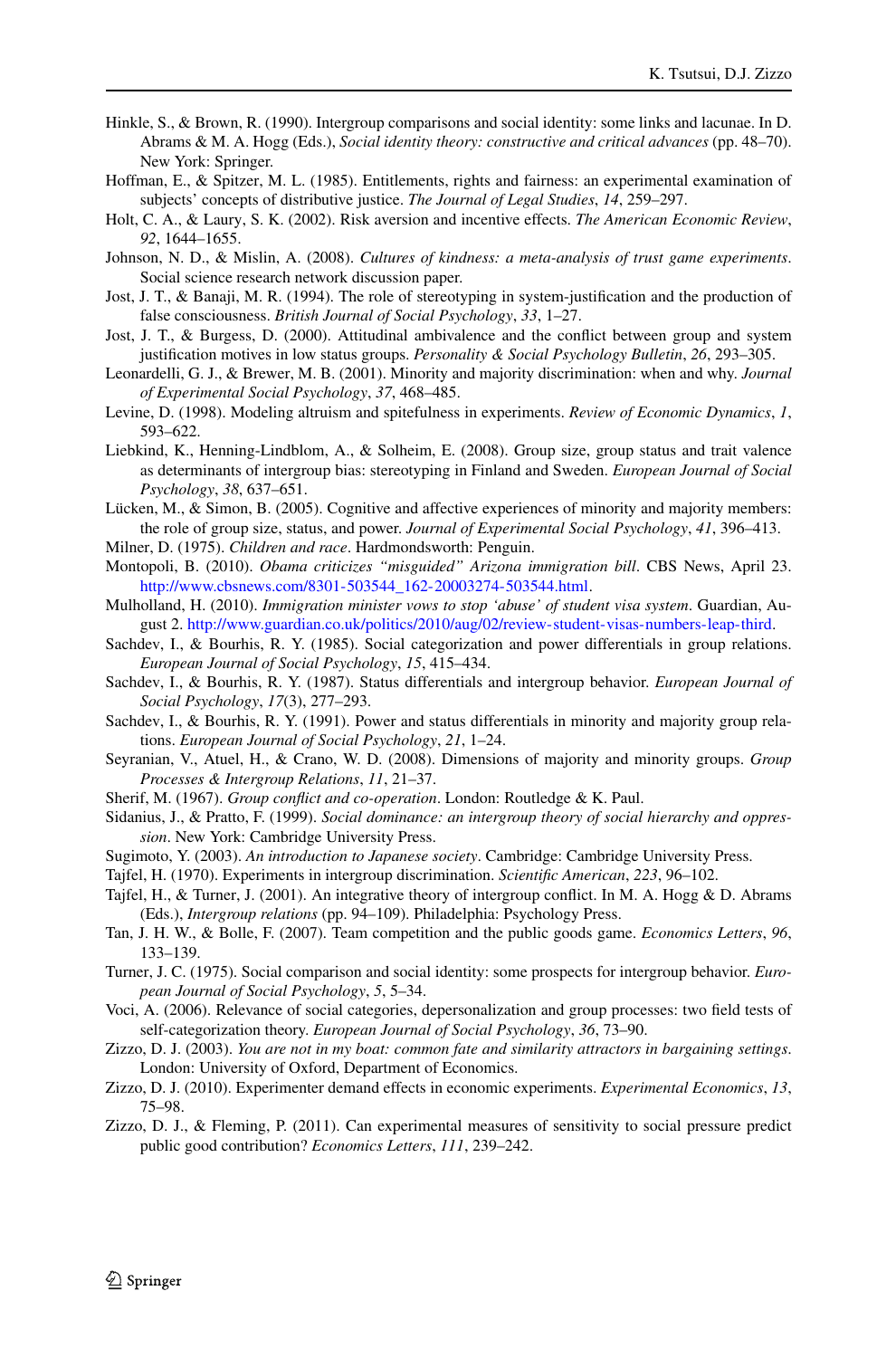Hinkle, S., & Brown, R. (1990). Intergroup comparisons and social identity: some links and lacunae. In D. Abrams & M. A. Hogg (Eds.), *Social identity theory: constructive and critical advances* (pp. 48–70). New York: Springer.

Hoffman, E., & Spitzer, M. L. (1985). Entitlements, rights and fairness: an experimental examination of subjects' concepts of distributive justice. *The Journal of Legal Studies*, *14*, 259–297.

Holt, C. A., & Laury, S. K. (2002). Risk aversion and incentive effects. *The American Economic Review*, *92*, 1644–1655.

Johnson, N. D., & Mislin, A. (2008). *Cultures of kindness: a meta-analysis of trust game experiments*. Social science research network discussion paper.

Jost, J. T., & Banaji, M. R. (1994). The role of stereotyping in system-justification and the production of false consciousness. *British Journal of Social Psychology*, *33*, 1–27.

Jost, J. T., & Burgess, D. (2000). Attitudinal ambivalence and the conflict between group and system justification motives in low status groups. *Personality & Social Psychology Bulletin*, *26*, 293–305.

Leonardelli, G. J., & Brewer, M. B. (2001). Minority and majority discrimination: when and why. *Journal of Experimental Social Psychology*, *37*, 468–485.

Levine, D. (1998). Modeling altruism and spitefulness in experiments. *Review of Economic Dynamics*, *1*, 593–622.

Liebkind, K., Henning-Lindblom, A., & Solheim, E. (2008). Group size, group status and trait valence as determinants of intergroup bias: stereotyping in Finland and Sweden. *European Journal of Social Psychology*, *38*, 637–651.

Lücken, M., & Simon, B. (2005). Cognitive and affective experiences of minority and majority members: the role of group size, status, and power. *Journal of Experimental Social Psychology*, *41*, 396–413.

Milner, D. (1975). *Children and race*. Hardmondsworth: Penguin.

Montopoli, B. (2010). *Obama criticizes "misguided" Arizona immigration bill*. CBS News, April 23. http://www.cbsnews.com/8301-503544_162-20003274-503544.html.

Mulholland, H. (2010). *Immigration minister vows to stop 'abuse' of student visa system*. Guardian, August 2. http://www.guardian.co.uk/politics/2010/aug/02/review-student-visas-numbers-leap-third.

Sachdev, I., & Bourhis, R. Y. (1985). Social categorization and power differentials in group relations. *European Journal of Social Psychology*, *15*, 415–434.

Sachdev, I., & Bourhis, R. Y. (1987). Status differentials and intergroup behavior. *European Journal of Social Psychology*, *17*(3), 277–293.

Sachdev, I., & Bourhis, R. Y. (1991). Power and status differentials in minority and majority group relations. *European Journal of Social Psychology*, *21*, 1–24.

Seyranian, V., Atuel, H., & Crano, W. D. (2008). Dimensions of majority and minority groups. *Group Processes & Intergroup Relations*, *11*, 21–37.

Sherif, M. (1967). *Group conflict and co-operation*. London: Routledge & K. Paul.

Sidanius, J., & Pratto, F. (1999). *Social dominance: an intergroup theory of social hierarchy and oppression*. New York: Cambridge University Press.

Sugimoto, Y. (2003). *An introduction to Japanese society*. Cambridge: Cambridge University Press.

Tajfel, H. (1970). Experiments in intergroup discrimination. *Scientific American*, *223*, 96–102.

Tajfel, H., & Turner, J. (2001). An integrative theory of intergroup conflict. In M. A. Hogg & D. Abrams (Eds.), *Intergroup relations* (pp. 94–109). Philadelphia: Psychology Press.

Tan, J. H. W., & Bolle, F. (2007). Team competition and the public goods game. *Economics Letters*, *96*, 133–139.

Turner, J. C. (1975). Social comparison and social identity: some prospects for intergroup behavior. *European Journal of Social Psychology*, *5*, 5–34.

Voci, A. (2006). Relevance of social categories, depersonalization and group processes: two field tests of self-categorization theory. *European Journal of Social Psychology*, *36*, 73–90.

Zizzo, D. J. (2003). *You are not in my boat: common fate and similarity attractors in bargaining settings*. London: University of Oxford, Department of Economics.

Zizzo, D. J. (2010). Experimenter demand effects in economic experiments. *Experimental Economics*, *13*, 75–98.

Zizzo, D. J., & Fleming, P. (2011). Can experimental measures of sensitivity to social pressure predict public good contribution? *Economics Letters*, *111*, 239–242.